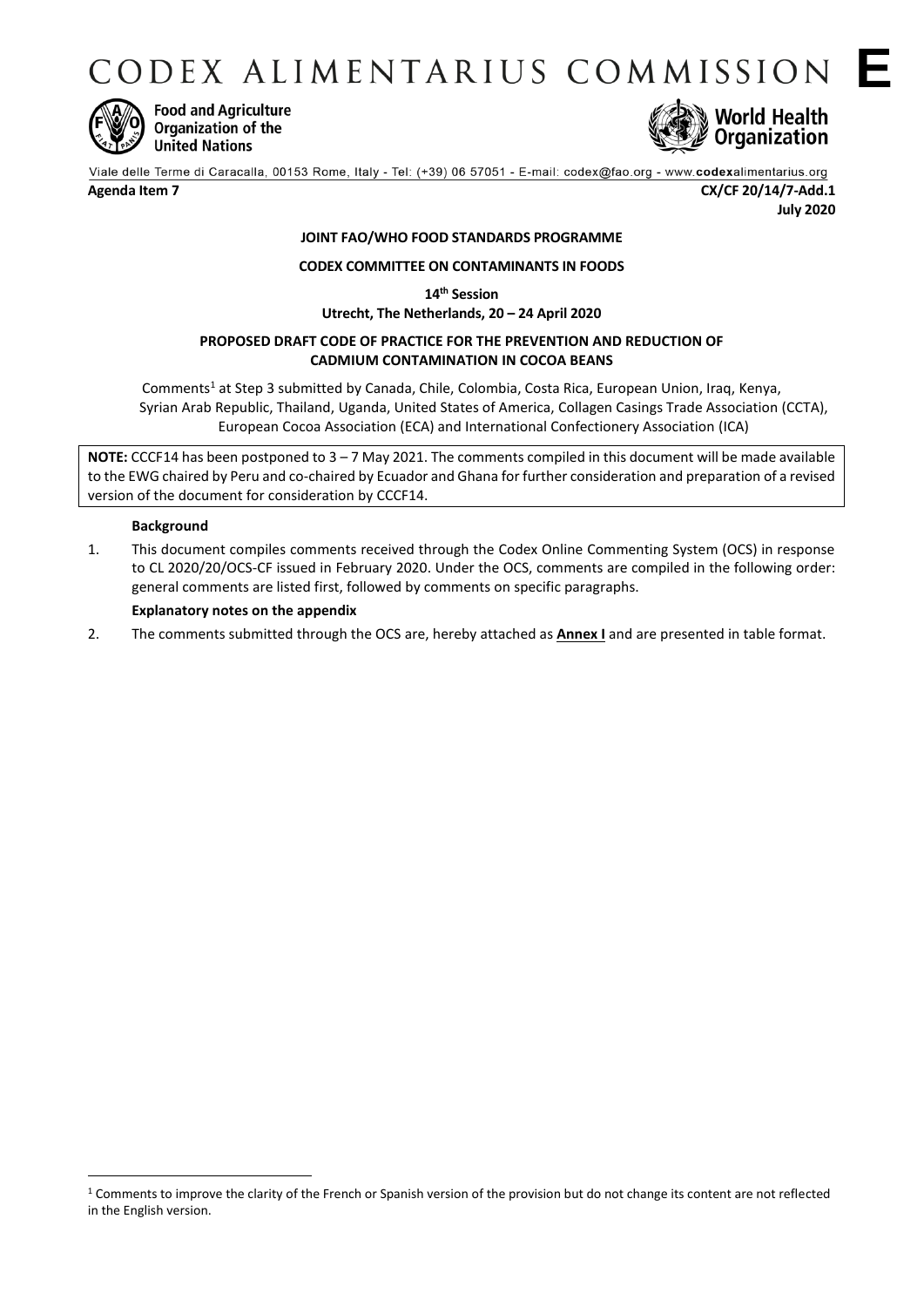# CODEX ALIMENTARIUS COMMISSION E

Food and Agriculture Organization of the United Nations

World Health Organization

Viale delle Terme di Caracalla, 00153 Rome, Italy - Tel: (+39) 06 57051 - E-mail: codex@fao.org - www.codexalimentarius.org

**Agenda Item 7** **CX/CF 20/14/7-Add.1**
**July 2020**

**JOINT FAO/WHO FOOD STANDARDS PROGRAMME**

**CODEX COMMITTEE ON CONTAMINANTS IN FOODS**

**14th Session**
**Utrecht, The Netherlands, 20 – 24 April 2020**

**PROPOSED DRAFT CODE OF PRACTICE FOR THE PREVENTION AND REDUCTION OF CADMIUM CONTAMINATION IN COCOA BEANS**

Comments[1] at Step 3 submitted by Canada, Chile, Colombia, Costa Rica, European Union, Iraq, Kenya, Syrian Arab Republic, Thailand, Uganda, United States of America, Collagen Casings Trade Association (CCTA), European Cocoa Association (ECA) and International Confectionery Association (ICA)

**NOTE:** CCCF14 has been postponed to 3 – 7 May 2021. The comments compiled in this document will be made available to the EWG chaired by Peru and co-chaired by Ecuador and Ghana for further consideration and preparation of a revised version of the document for consideration by CCCF14.

**Background**

1. This document compiles comments received through the Codex Online Commenting System (OCS) in response to CL 2020/20/OCS-CF issued in February 2020. Under the OCS, comments are compiled in the following order: general comments are listed first, followed by comments on specific paragraphs.

**Explanatory notes on the appendix**

2. The comments submitted through the OCS are, hereby attached as **Annex I** and are presented in table format.

[1] Comments to improve the clarity of the French or Spanish version of the provision but do not change its content are not reflected in the English version.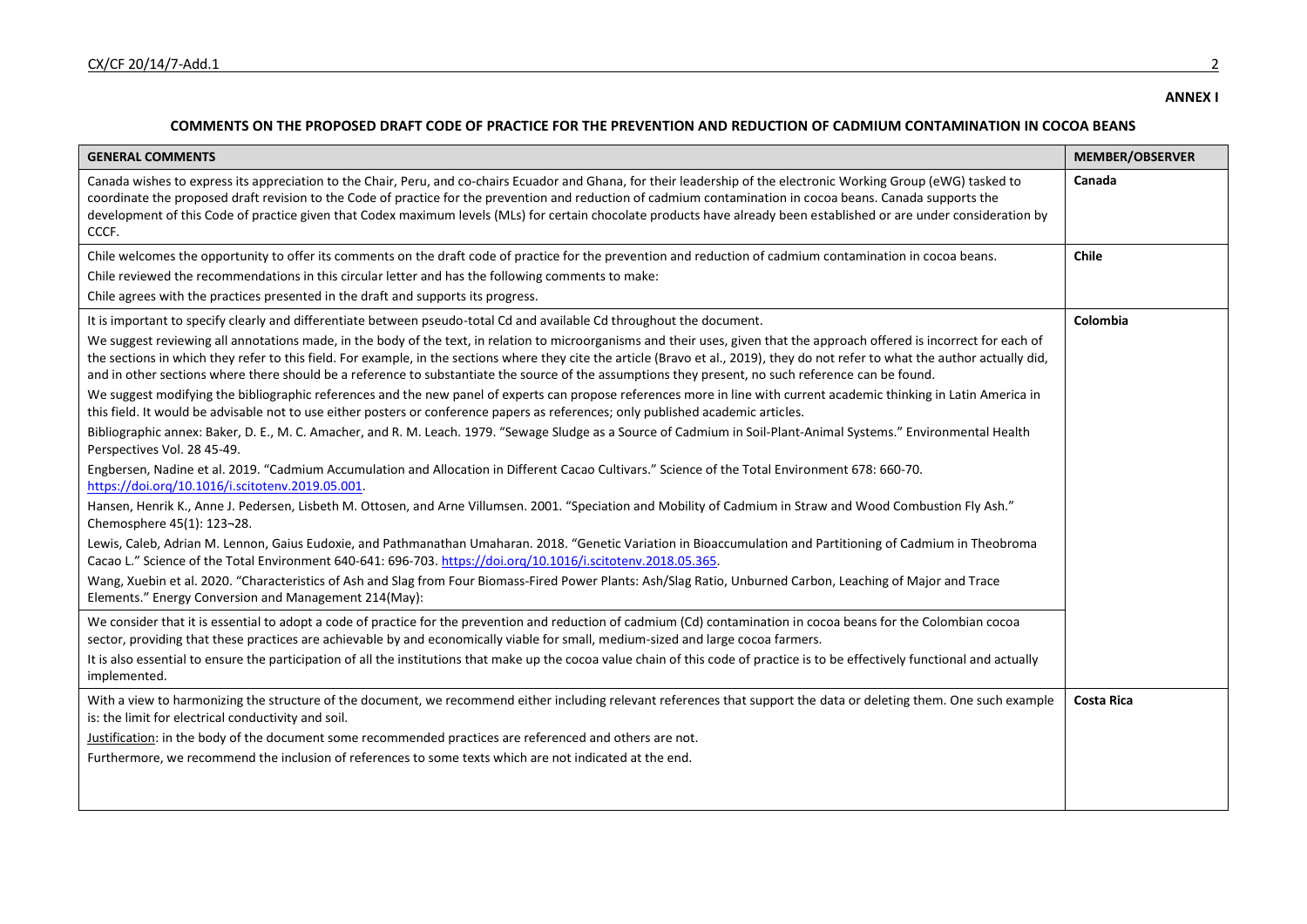**ANNEX I**

**COMMENTS ON THE PROPOSED DRAFT CODE OF PRACTICE FOR THE PREVENTION AND REDUCTION OF CADMIUM CONTAMINATION IN COCOA BEANS**

| GENERAL COMMENTS | MEMBER/OBSERVER |
|---|---|
| Canada wishes to express its appreciation to the Chair, Peru, and co-chairs Ecuador and Ghana, for their leadership of the electronic Working Group (eWG) tasked to coordinate the proposed draft revision to the Code of practice for the prevention and reduction of cadmium contamination in cocoa beans. Canada supports the development of this Code of practice given that Codex maximum levels (MLs) for certain chocolate products have already been established or are under consideration by CCCF. | **Canada** |
| Chile welcomes the opportunity to offer its comments on the draft code of practice for the prevention and reduction of cadmium contamination in cocoa beans.<br>Chile reviewed the recommendations in this circular letter and has the following comments to make:<br>Chile agrees with the practices presented in the draft and supports its progress. | **Chile** |
| It is important to specify clearly and differentiate between pseudo-total Cd and available Cd throughout the document.<br>We suggest reviewing all annotations made, in the body of the text, in relation to microorganisms and their uses, given that the approach offered is incorrect for each of the sections in which they refer to this field. For example, in the sections where they cite the article (Bravo et al., 2019), they do not refer to what the author actually did, and in other sections where there should be a reference to substantiate the source of the assumptions they present, no such reference can be found.<br>We suggest modifying the bibliographic references and the new panel of experts can propose references more in line with current academic thinking in Latin America in this field. It would be advisable not to use either posters or conference papers as references; only published academic articles.<br>Bibliographic annex: Baker, D. E., M. C. Amacher, and R. M. Leach. 1979. "Sewage Sludge as a Source of Cadmium in Soil-Plant-Animal Systems." Environmental Health Perspectives Vol. 28 45-49.<br>Engbersen, Nadine et al. 2019. "Cadmium Accumulation and Allocation in Different Cacao Cultivars." Science of the Total Environment 678: 660-70. https://doi.org/10.1016/j.scitotenv.2019.05.001.<br>Hansen, Henrik K., Anne J. Pedersen, Lisbeth M. Ottosen, and Arne Villumsen. 2001. "Speciation and Mobility of Cadmium in Straw and Wood Combustion Fly Ash." Chemosphere 45(1): 123¬28.<br>Lewis, Caleb, Adrian M. Lennon, Gaius Eudoxie, and Pathmanathan Umaharan. 2018. "Genetic Variation in Bioaccumulation and Partitioning of Cadmium in Theobroma Cacao L." Science of the Total Environment 640-641: 696-703. https://doi.org/10.1016/j.scitotenv.2018.05.365.<br>Wang, Xuebin et al. 2020. "Characteristics of Ash and Slag from Four Biomass-Fired Power Plants: Ash/Slag Ratio, Unburned Carbon, Leaching of Major and Trace Elements." Energy Conversion and Management 214(May): | **Colombia** |
| We consider that it is essential to adopt a code of practice for the prevention and reduction of cadmium (Cd) contamination in cocoa beans for the Colombian cocoa sector, providing that these practices are achievable by and economically viable for small, medium-sized and large cocoa farmers.<br>It is also essential to ensure the participation of all the institutions that make up the cocoa value chain of this code of practice is to be effectively functional and actually implemented. | |
| With a view to harmonizing the structure of the document, we recommend either including relevant references that support the data or deleting them. One such example is: the limit for electrical conductivity and soil.<br>Justification: in the body of the document some recommended practices are referenced and others are not.<br>Furthermore, we recommend the inclusion of references to some texts which are not indicated at the end. | **Costa Rica** |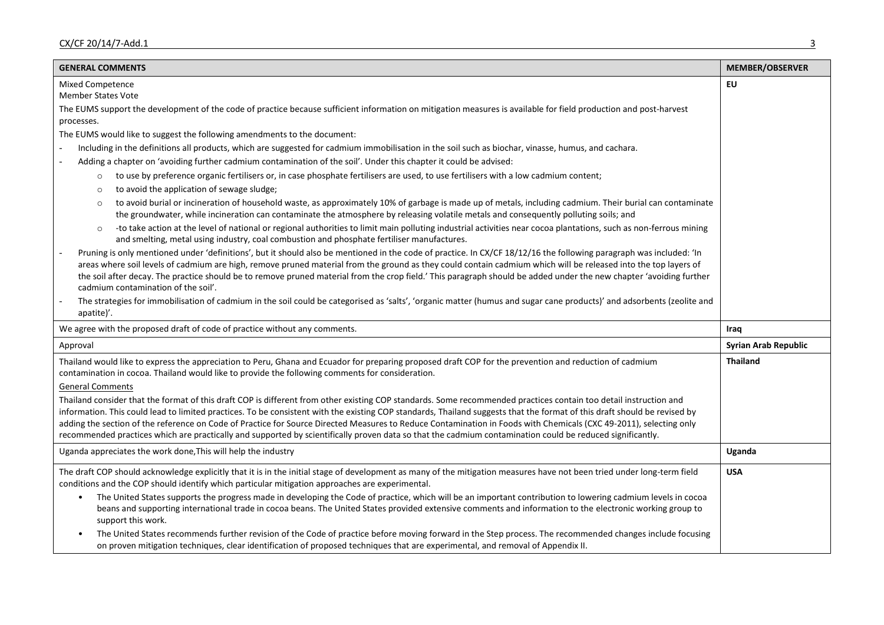| GENERAL COMMENTS | MEMBER/OBSERVER |
|---|---|
| Mixed Competence<br>Member States Vote<br>The EUMS support the development of the code of practice because sufficient information on mitigation measures is available for field production and post-harvest processes.<br>The EUMS would like to suggest the following amendments to the document:<br>- Including in the definitions all products, which are suggested for cadmium immobilisation in the soil such as biochar, vinasse, humus, and cachara.<br>- Adding a chapter on 'avoiding further cadmium contamination of the soil'. Under this chapter it could be advised:<br>&nbsp;&nbsp;&nbsp;&nbsp;o to use by preference organic fertilisers or, in case phosphate fertilisers are used, to use fertilisers with a low cadmium content;<br>&nbsp;&nbsp;&nbsp;&nbsp;o to avoid the application of sewage sludge;<br>&nbsp;&nbsp;&nbsp;&nbsp;o to avoid burial or incineration of household waste, as approximately 10% of garbage is made up of metals, including cadmium. Their burial can contaminate the groundwater, while incineration can contaminate the atmosphere by releasing volatile metals and consequently polluting soils; and<br>&nbsp;&nbsp;&nbsp;&nbsp;o -to take action at the level of national or regional authorities to limit main polluting industrial activities near cocoa plantations, such as non-ferrous mining and smelting, metal using industry, coal combustion and phosphate fertiliser manufactures.<br>- Pruning is only mentioned under 'definitions', but it should also be mentioned in the code of practice. In CX/CF 18/12/16 the following paragraph was included: 'In areas where soil levels of cadmium are high, remove pruned material from the ground as they could contain cadmium which will be released into the top layers of the soil after decay. The practice should be to remove pruned material from the crop field.' This paragraph should be added under the new chapter 'avoiding further cadmium contamination of the soil'.<br>- The strategies for immobilisation of cadmium in the soil could be categorised as 'salts', 'organic matter (humus and sugar cane products)' and adsorbents (zeolite and apatite)'. | **EU** |
| We agree with the proposed draft of code of practice without any comments. | **Iraq** |
| Approval | **Syrian Arab Republic** |
| Thailand would like to express the appreciation to Peru, Ghana and Ecuador for preparing proposed draft COP for the prevention and reduction of cadmium contamination in cocoa. Thailand would like to provide the following comments for consideration.<br><u>General Comments</u><br>Thailand consider that the format of this draft COP is different from other existing COP standards. Some recommended practices contain too detail instruction and information. This could lead to limited practices. To be consistent with the existing COP standards, Thailand suggests that the format of this draft should be revised by adding the section of the reference on Code of Practice for Source Directed Measures to Reduce Contamination in Foods with Chemicals (CXC 49-2011), selecting only recommended practices which are practically and supported by scientifically proven data so that the cadmium contamination could be reduced significantly. | **Thailand** |
| Uganda appreciates the work done,This will help the industry | **Uganda** |
| The draft COP should acknowledge explicitly that it is in the initial stage of development as many of the mitigation measures have not been tried under long-term field conditions and the COP should identify which particular mitigation approaches are experimental.<br>• The United States supports the progress made in developing the Code of practice, which will be an important contribution to lowering cadmium levels in cocoa beans and supporting international trade in cocoa beans. The United States provided extensive comments and information to the electronic working group to support this work.<br>• The United States recommends further revision of the Code of practice before moving forward in the Step process. The recommended changes include focusing on proven mitigation techniques, clear identification of proposed techniques that are experimental, and removal of Appendix II. | **USA** |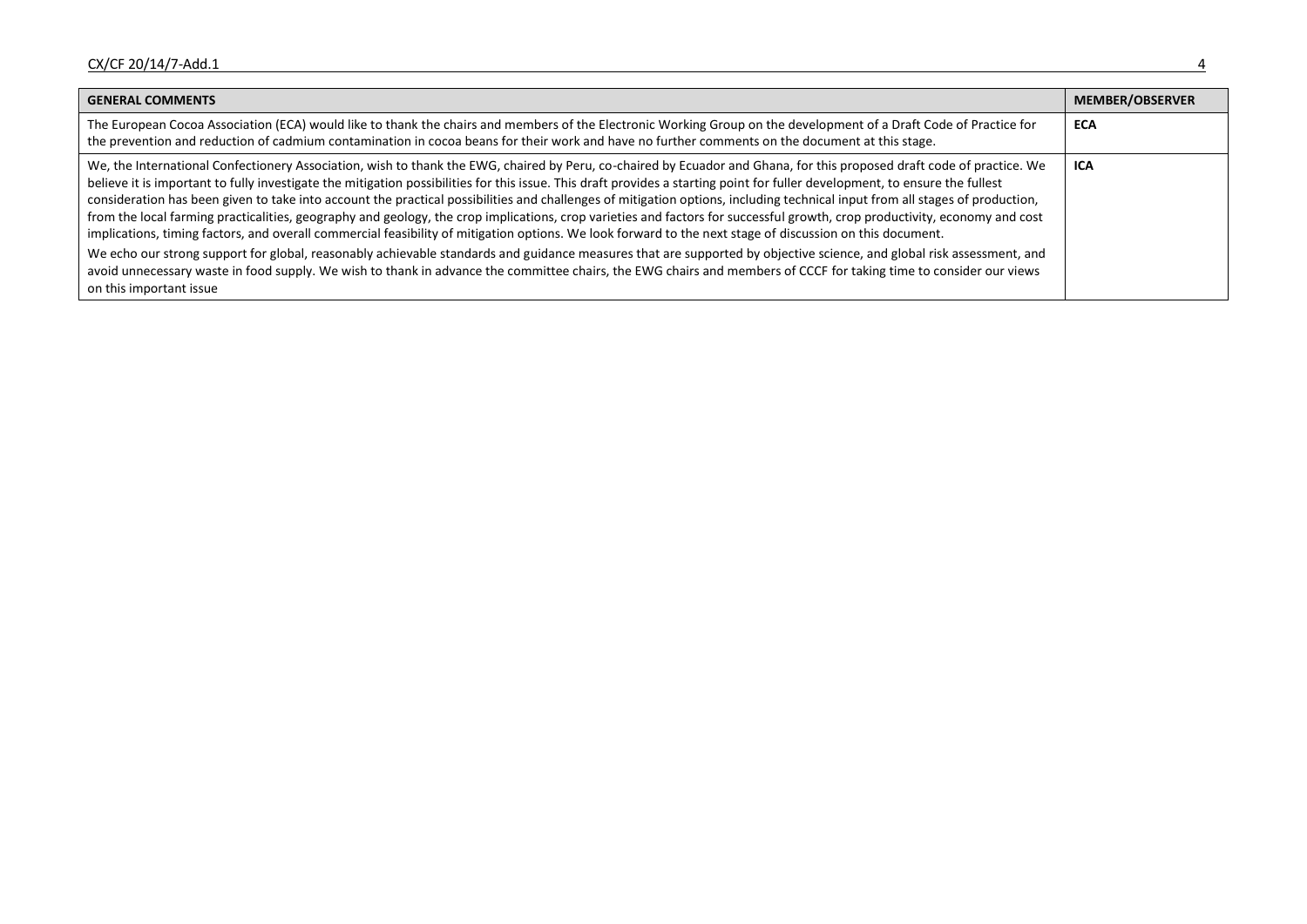| GENERAL COMMENTS | MEMBER/OBSERVER |
|---|---|
| The European Cocoa Association (ECA) would like to thank the chairs and members of the Electronic Working Group on the development of a Draft Code of Practice for the prevention and reduction of cadmium contamination in cocoa beans for their work and have no further comments on the document at this stage. | **ECA** |
| We, the International Confectionery Association, wish to thank the EWG, chaired by Peru, co-chaired by Ecuador and Ghana, for this proposed draft code of practice. We believe it is important to fully investigate the mitigation possibilities for this issue. This draft provides a starting point for fuller development, to ensure the fullest consideration has been given to take into account the practical possibilities and challenges of mitigation options, including technical input from all stages of production, from the local farming practicalities, geography and geology, the crop implications, crop varieties and factors for successful growth, crop productivity, economy and cost implications, timing factors, and overall commercial feasibility of mitigation options. We look forward to the next stage of discussion on this document.<br>We echo our strong support for global, reasonably achievable standards and guidance measures that are supported by objective science, and global risk assessment, and avoid unnecessary waste in food supply. We wish to thank in advance the committee chairs, the EWG chairs and members of CCCF for taking time to consider our views on this important issue | **ICA** |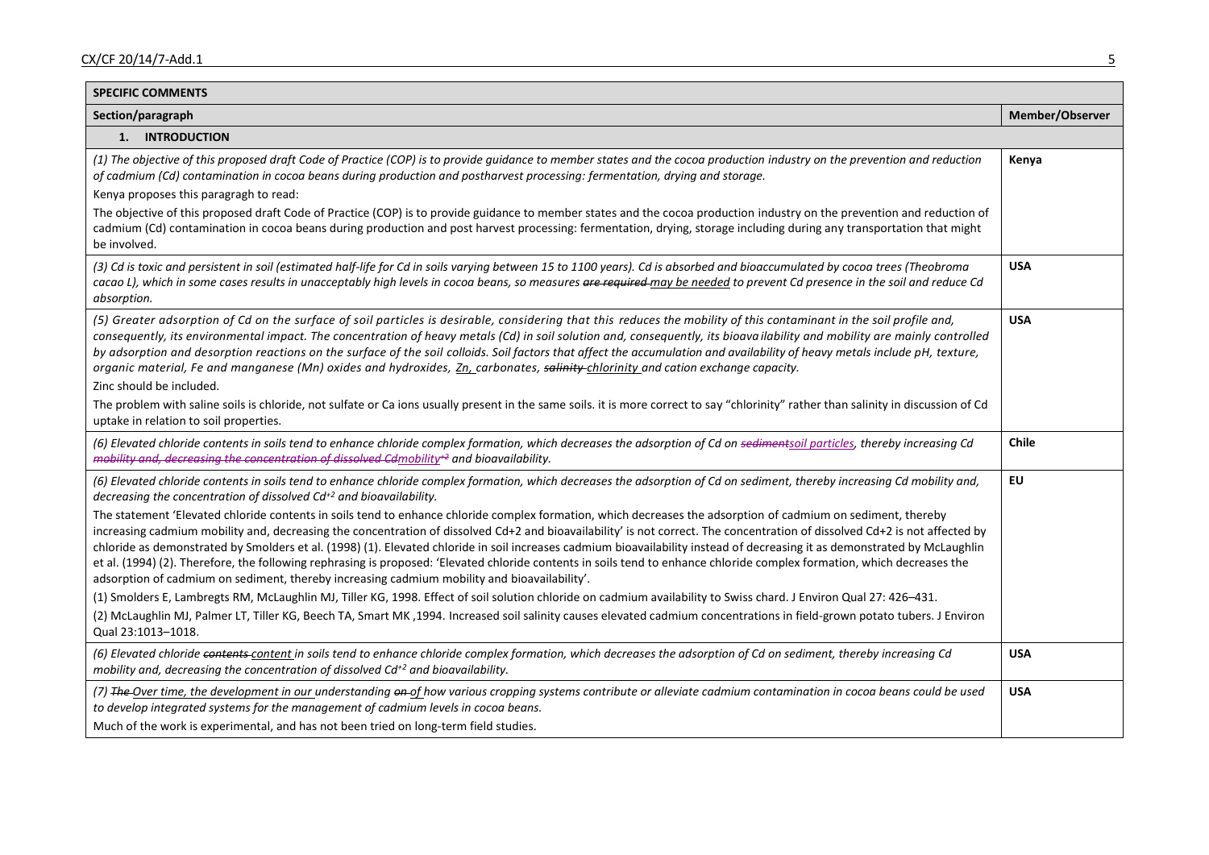| SPECIFIC COMMENTS | |
|---|---|
| **Section/paragraph** | **Member/Observer** |
| **1. INTRODUCTION** | |
| *(1) The objective of this proposed draft Code of Practice (COP) is to provide guidance to member states and the cocoa production industry on the prevention and reduction of cadmium (Cd) contamination in cocoa beans during production and postharvest processing: fermentation, drying and storage.*<br>Kenya proposes this paragragh to read:<br>The objective of this proposed draft Code of Practice (COP) is to provide guidance to member states and the cocoa production industry on the prevention and reduction of cadmium (Cd) contamination in cocoa beans during production and post harvest processing: fermentation, drying, storage including during any transportation that might be involved. | Kenya |
| *(3) Cd is toxic and persistent in soil (estimated half-life for Cd in soils varying between 15 to 1100 years). Cd is absorbed and bioaccumulated by cocoa trees (Theobroma cacao L), which in some cases results in unacceptably high levels in cocoa beans, so measures ~~are required~~ <u>may be needed</u> to prevent Cd presence in the soil and reduce Cd absorption.* | USA |
| *(5) Greater adsorption of Cd on the surface of soil particles is desirable, considering that this reduces the mobility of this contaminant in the soil profile and, consequently, its environmental impact. The concentration of heavy metals (Cd) in soil solution and, consequently, its bioava ilability and mobility are mainly controlled by adsorption and desorption reactions on the surface of the soil colloids. Soil factors that affect the accumulation and availability of heavy metals include pH, texture, organic material, Fe and manganese (Mn) oxides and hydroxides, <u>Zn,</u> carbonates, ~~salinity~~ <u>chlorinity</u> and cation exchange capacity.*<br>Zinc should be included.<br>The problem with saline soils is chloride, not sulfate or Ca ions usually present in the same soils. it is more correct to say "chlorinity" rather than salinity in discussion of Cd uptake in relation to soil properties. | USA |
| *(6) Elevated chloride contents in soils tend to enhance chloride complex formation, which decreases the adsorption of Cd on ~~sediment~~<u>soil particles</u>, thereby increasing Cd ~~mobility and, decreasing the concentration of dissolved Cd~~<u>mobility</u>$^{+2}$ and bioavailability.* | Chile |
| *(6) Elevated chloride contents in soils tend to enhance chloride complex formation, which decreases the adsorption of Cd on sediment, thereby increasing Cd mobility and, decreasing the concentration of dissolved $Cd^{+2}$ and bioavailability.*<br>The statement 'Elevated chloride contents in soils tend to enhance chloride complex formation, which decreases the adsorption of cadmium on sediment, thereby increasing cadmium mobility and, decreasing the concentration of dissolved Cd+2 and bioavailability' is not correct. The concentration of dissolved Cd+2 is not affected by chloride as demonstrated by Smolders et al. (1998) (1). Elevated chloride in soil increases cadmium bioavailability instead of decreasing it as demonstrated by McLaughlin et al. (1994) (2). Therefore, the following rephrasing is proposed: 'Elevated chloride contents in soils tend to enhance chloride complex formation, which decreases the adsorption of cadmium on sediment, thereby increasing cadmium mobility and bioavailability'.<br>(1) Smolders E, Lambregts RM, McLaughlin MJ, Tiller KG, 1998. Effect of soil solution chloride on cadmium availability to Swiss chard. J Environ Qual 27: 426–431.<br>(2) McLaughlin MJ, Palmer LT, Tiller KG, Beech TA, Smart MK ,1994. Increased soil salinity causes elevated cadmium concentrations in field-grown potato tubers. J Environ Qual 23:1013–1018. | EU |
| *(6) Elevated chloride ~~contents~~ <u>content</u> in soils tend to enhance chloride complex formation, which decreases the adsorption of Cd on sediment, thereby increasing Cd mobility and, decreasing the concentration of dissolved $Cd^{+2}$ and bioavailability.* | USA |
| *(7) ~~The~~ <u>Over time, the</u> development in <u>our</u> understanding ~~on~~ <u>of</u> how various cropping systems contribute or alleviate cadmium contamination in cocoa beans could be used to develop integrated systems for the management of cadmium levels in cocoa beans.*<br>Much of the work is experimental, and has not been tried on long-term field studies. | USA |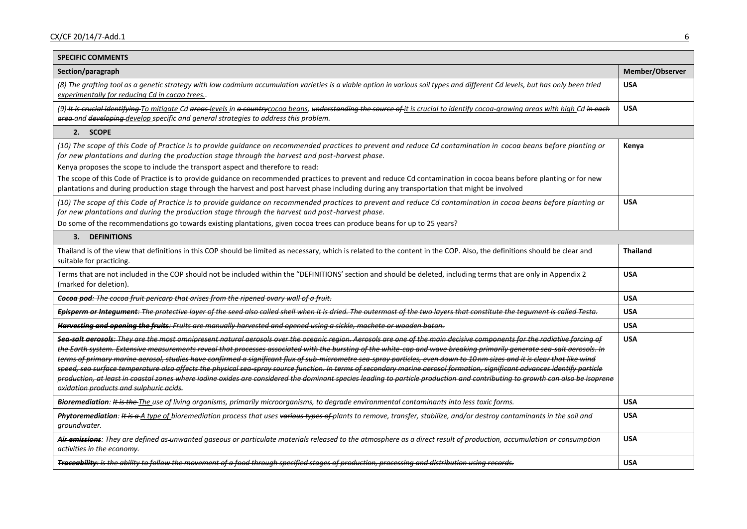| SPECIFIC COMMENTS | |
|---|---|
| **Section/paragraph** | **Member/Observer** |
| *(8) The grafting tool as a genetic strategy with low cadmium accumulation varieties is a viable option in various soil types and different Cd levels<u>, but has only been tried experimentally for reducing Cd in cacao trees.</u>.* | **USA** |
| *(9) ~~It is crucial identifying~~ <u>To mitigate</u> Cd ~~areas~~ <u>levels</u> in ~~a country~~<u>cocoa beans</u>, ~~understanding the source of~~ <u>it is crucial to identify cocoa-growing areas with high</u> Cd ~~in each area~~ and ~~developing~~ <u>develop</u> specific and general strategies to address this problem.* | **USA** |
| **2. SCOPE** | |
| *(10) The scope of this Code of Practice is to provide guidance on recommended practices to prevent and reduce Cd contamination in cocoa beans before planting or for new plantations and during the production stage through the harvest and post-harvest phase.*<br>Kenya proposes the scope to include the transport aspect and therefore to read:<br>The scope of this Code of Practice is to provide guidance on recommended practices to prevent and reduce Cd contamination in cocoa beans before planting or for new plantations and during production stage through the harvest and post harvest phase including during any transportation that might be involved | **Kenya** |
| *(10) The scope of this Code of Practice is to provide guidance on recommended practices to prevent and reduce Cd contamination in cocoa beans before planting or for new plantations and during the production stage through the harvest and post-harvest phase.*<br>Do some of the recommendations go towards existing plantations, given cocoa trees can produce beans for up to 25 years? | **USA** |
| **3. DEFINITIONS** | |
| Thailand is of the view that definitions in this COP should be limited as necessary, which is related to the content in the COP. Also, the definitions should be clear and suitable for practicing. | **Thailand** |
| Terms that are not included in the COP should not be included within the "DEFINITIONS' section and should be deleted, including terms that are only in Appendix 2 (marked for deletion). | **USA** |
| ~~***Cocoa pod**: The cocoa fruit pericarp that arises from the ripened ovary wall of a fruit.*~~ | **USA** |
| ~~***Episperm or Integument**: The protective layer of the seed also called shell when it is dried. The outermost of the two layers that constitute the tegument is called Testa.*~~ | **USA** |
| ~~***Harvesting and opening the fruits**: Fruits are manually harvested and opened using a sickle, machete or wooden baton.*~~ | **USA** |
| ~~***Sea-salt aerosols**: They are the most omnipresent natural aerosols over the oceanic region. Aerosols are one of the main decisive components for the radiative forcing of the Earth system. Extensive measurements reveal that processes associated with the bursting of the white-cap and wave breaking primarily generate sea-salt aerosols. In terms of primary marine aerosol, studies have confirmed a significant flux of sub-micrometre sea-spray particles, even down to 10 nm sizes and it is clear that like wind speed, sea surface temperature also affects the physical sea-spray source function. In terms of secondary marine aerosol formation, significant advances identify particle production, at least in coastal zones where iodine oxides are considered the dominant species leading to particle production and contributing to growth can also be isoprene oxidation products and sulphuric acids.*~~ | **USA** |
| ***Bioremediation**: ~~It is the~~ <u>The</u> use of living organisms, primarily microorganisms, to degrade environmental contaminants into less toxic forms.* | **USA** |
| ***Phytoremediation**: ~~It is a~~ <u>A type of</u> bioremediation process that uses ~~various types of~~ plants to remove, transfer, stabilize, and/or destroy contaminants in the soil and groundwater.* | **USA** |
| ~~***Air emissions**: They are defined as unwanted gaseous or particulate materials released to the atmosphere as a direct result of production, accumulation or consumption activities in the economy.*~~ | **USA** |
| ~~***Traceability**: is the ability to follow the movement of a food through specified stages of production, processing and distribution using records.*~~ | **USA** |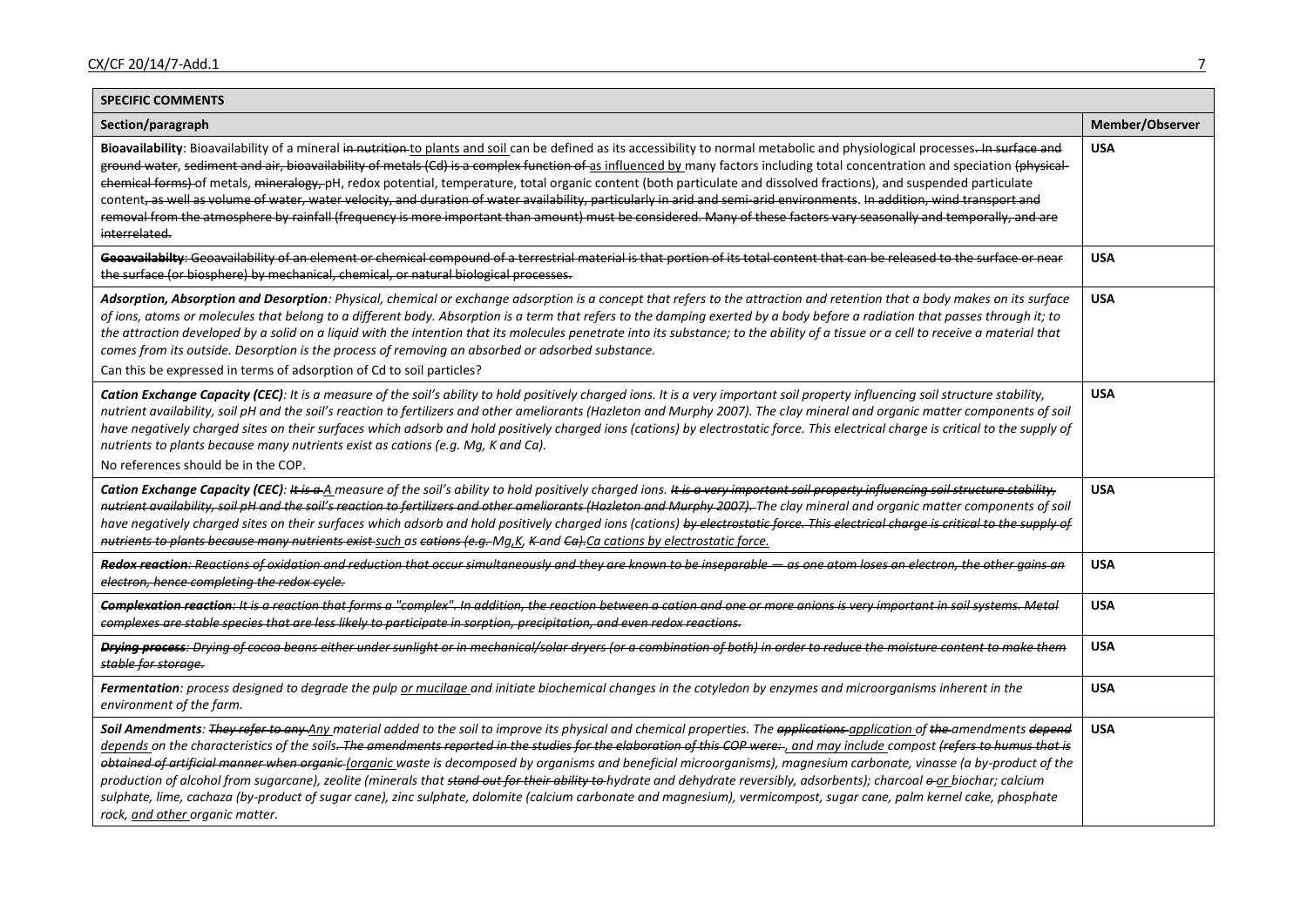| SPECIFIC COMMENTS | |
|---|---|
| **Section/paragraph** | **Member/Observer** |
| **Bioavailability**: Bioavailability of a mineral ~~in nutrition~~ <u>to</u> plants and soil can be defined as its accessibility to normal metabolic and physiological processes~~. In surface and ground water, sediment and air, bioavailability of metals (Cd) is a complex function of~~ <u>as influenced by</u> many factors including total concentration and speciation ~~(physical-chemical forms)~~ of metals, ~~mineralogy,~~ pH, redox potential, temperature, total organic content (both particulate and dissolved fractions), and suspended particulate content~~, as well as volume of water, water velocity, and duration of water availability, particularly in arid and semi-arid environments~~. ~~In addition, wind transport and removal from the atmosphere by rainfall (frequency is more important than amount) must be considered. Many of these factors vary seasonally and temporally, and are interrelated.~~ | **USA** |
| ~~**Geoavailabilty**: Geoavailability of an element or chemical compound of a terrestrial material is that portion of its total content that can be released to the surface or near the surface (or biosphere) by mechanical, chemical, or natural biological processes.~~ | **USA** |
| ***Adsorption, Absorption and Desorption**: Physical, chemical or exchange adsorption is a concept that refers to the attraction and retention that a body makes on its surface of ions, atoms or molecules that belong to a different body. Absorption is a term that refers to the damping exerted by a body before a radiation that passes through it; to the attraction developed by a solid on a liquid with the intention that its molecules penetrate into its substance; to the ability of a tissue or a cell to receive a material that comes from its outside. Desorption is the process of removing an absorbed or adsorbed substance.*<br>Can this be expressed in terms of adsorption of Cd to soil particles? | **USA** |
| ***Cation Exchange Capacity (CEC)**: It is a measure of the soil's ability to hold positively charged ions. It is a very important soil property influencing soil structure stability, nutrient availability, soil pH and the soil's reaction to fertilizers and other ameliorants (Hazleton and Murphy 2007). The clay mineral and organic matter components of soil have negatively charged sites on their surfaces which adsorb and hold positively charged ions (cations) by electrostatic force. This electrical charge is critical to the supply of nutrients to plants because many nutrients exist as cations (e.g. Mg, K and Ca).*<br>No references should be in the COP. | **USA** |
| ***Cation Exchange Capacity (CEC)**: ~~It is a~~ <u>A</u> measure of the soil's ability to hold positively charged ions. ~~It is a very important soil property influencing soil structure stability, nutrient availability, soil pH and the soil's reaction to fertilizers and other ameliorants (Hazleton and Murphy 2007).~~ The clay mineral and organic matter components of soil have negatively charged sites on their surfaces which adsorb and hold positively charged ions (cations) ~~by electrostatic force. This electrical charge is critical to the supply of nutrients to plants because many nutrients exist~~ <u>such</u> as ~~cations (e.g.~~ <u>Mg,K,</u> ~~K~~ and ~~Ca)~~.<u>Ca cations by electrostatic force.</u>* | **USA** |
| ~~***Redox reaction**: Reactions of oxidation and reduction that occur simultaneously and they are known to be inseparable — as one atom loses an electron, the other gains an electron, hence completing the redox cycle.*~~ | **USA** |
| ~~***Complexation reaction**: It is a reaction that forms a "complex". In addition, the reaction between a cation and one or more anions is very important in soil systems. Metal complexes are stable species that are less likely to participate in sorption, precipitation, and even redox reactions.*~~ | **USA** |
| ~~***Drying process**: Drying of cocoa beans either under sunlight or in mechanical/solar dryers (or a combination of both) in order to reduce the moisture content to make them stable for storage.*~~ | **USA** |
| ***Fermentation**: process designed to degrade the pulp <u>or mucilage</u> and initiate biochemical changes in the cotyledon by enzymes and microorganisms inherent in the environment of the farm.* | **USA** |
| ***Soil Amendments**: ~~They refer to any~~ <u>Any</u> material added to the soil to improve its physical and chemical properties. The ~~applications~~ <u>application</u> of ~~the~~ amendments ~~depend~~ <u>depends</u> on the characteristics of the soils~~. The amendments reported in the studies for the elaboration of this COP were:~~<u>, and may include</u> compost ~~(refers to humus that is obtained of artificial manner when organic~~ <u>(organic</u> waste is decomposed by organisms and beneficial microorganisms), magnesium carbonate, vinasse (a by-product of the production of alcohol from sugarcane), zeolite (minerals that ~~stand out for their ability to~~ hydrate and dehydrate reversibly, adsorbents); charcoal ~~o~~ <u>or</u> biochar; calcium sulphate, lime, cachaza (by-product of sugar cane), zinc sulphate, dolomite (calcium carbonate and magnesium), vermicompost, sugar cane, palm kernel cake, phosphate rock, <u>and other</u> organic matter.* | **USA** |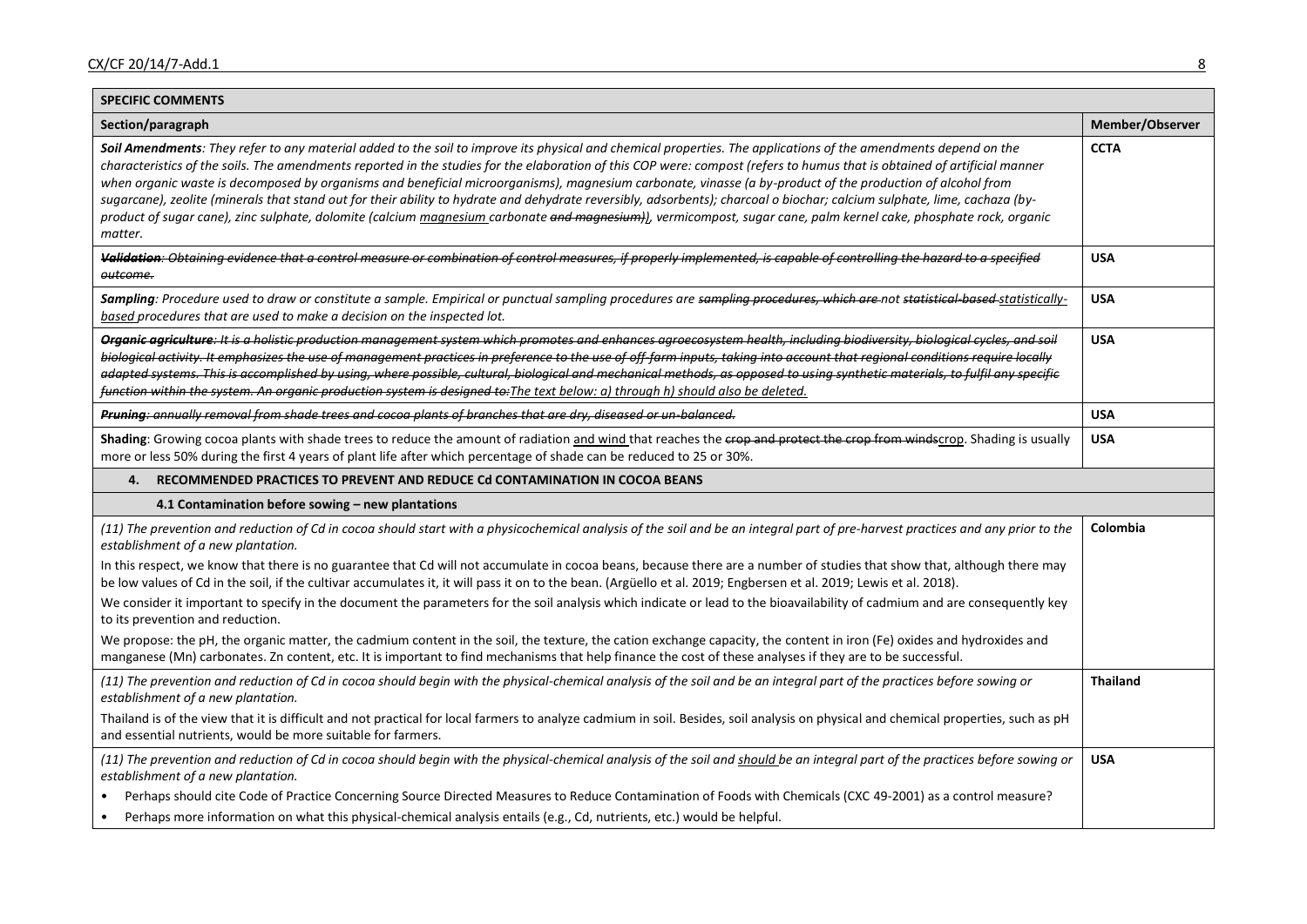| SPECIFIC COMMENTS | |
|---|---|
| **Section/paragraph** | **Member/Observer** |
| ***Soil Amendments**: They refer to any material added to the soil to improve its physical and chemical properties. The applications of the amendments depend on the characteristics of the soils. The amendments reported in the studies for the elaboration of this COP were: compost (refers to humus that is obtained of artificial manner when organic waste is decomposed by organisms and beneficial microorganisms), magnesium carbonate, vinasse (a by-product of the production of alcohol from sugarcane), zeolite (minerals that stand out for their ability to hydrate and dehydrate reversibly, adsorbents); charcoal o biochar; calcium sulphate, lime, cachaza (by-product of sugar cane), zinc sulphate, dolomite (calcium <u>magnesium</u> carbonate ~~and magnesium)~~), vermicompost, sugar cane, palm kernel cake, phosphate rock, organic matter.* | **CCTA** |
| ~~***Validation**: Obtaining evidence that a control measure or combination of control measures, if properly implemented, is capable of controlling the hazard to a specified outcome.*~~ | **USA** |
| ***Sampling**: Procedure used to draw or constitute a sample. Empirical or punctual sampling procedures are ~~sampling procedures, which are~~ not ~~statistical-based~~ <u>statistically-based</u> procedures that are used to make a decision on the inspected lot.* | **USA** |
| ~~***Organic agriculture**: It is a holistic production management system which promotes and enhances agroecosystem health, including biodiversity, biological cycles, and soil biological activity. It emphasizes the use of management practices in preference to the use of off-farm inputs, taking into account that regional conditions require locally adapted systems. This is accomplished by using, where possible, cultural, biological and mechanical methods, as opposed to using synthetic materials, to fulfil any specific function within the system. An organic production system is designed to:*~~ <u>*The text below: a) through h) should also be deleted.*</u> | **USA** |
| ~~***Pruning**: annually removal from shade trees and cocoa plants of branches that are dry, diseased or un-balanced.*~~ | **USA** |
| **Shading**: Growing cocoa plants with shade trees to reduce the amount of radiation <u>and wind</u> that reaches the ~~crop and protect the crop from winds~~<u>crop</u>. Shading is usually more or less 50% during the first 4 years of plant life after which percentage of shade can be reduced to 25 or 30%. | **USA** |
| **4. RECOMMENDED PRACTICES TO PREVENT AND REDUCE Cd CONTAMINATION IN COCOA BEANS** | |
| **4.1 Contamination before sowing – new plantations** | |
| *(11) The prevention and reduction of Cd in cocoa should start with a physicochemical analysis of the soil and be an integral part of pre-harvest practices and any prior to the establishment of a new plantation.*<br><br>In this respect, we know that there is no guarantee that Cd will not accumulate in cocoa beans, because there are a number of studies that show that, although there may be low values of Cd in the soil, if the cultivar accumulates it, it will pass it on to the bean. (Argüello et al. 2019; Engbersen et al. 2019; Lewis et al. 2018).<br><br>We consider it important to specify in the document the parameters for the soil analysis which indicate or lead to the bioavailability of cadmium and are consequently key to its prevention and reduction.<br><br>We propose: the pH, the organic matter, the cadmium content in the soil, the texture, the cation exchange capacity, the content in iron (Fe) oxides and hydroxides and manganese (Mn) carbonates. Zn content, etc. It is important to find mechanisms that help finance the cost of these analyses if they are to be successful. | **Colombia** |
| *(11) The prevention and reduction of Cd in cocoa should begin with the physical-chemical analysis of the soil and be an integral part of the practices before sowing or establishment of a new plantation.*<br><br>Thailand is of the view that it is difficult and not practical for local farmers to analyze cadmium in soil. Besides, soil analysis on physical and chemical properties, such as pH and essential nutrients, would be more suitable for farmers. | **Thailand** |
| *(11) The prevention and reduction of Cd in cocoa should begin with the physical-chemical analysis of the soil and <u>should</u> be an integral part of the practices before sowing or establishment of a new plantation.*<br><br>• Perhaps should cite Code of Practice Concerning Source Directed Measures to Reduce Contamination of Foods with Chemicals (CXC 49-2001) as a control measure?<br>• Perhaps more information on what this physical-chemical analysis entails (e.g., Cd, nutrients, etc.) would be helpful. | **USA** |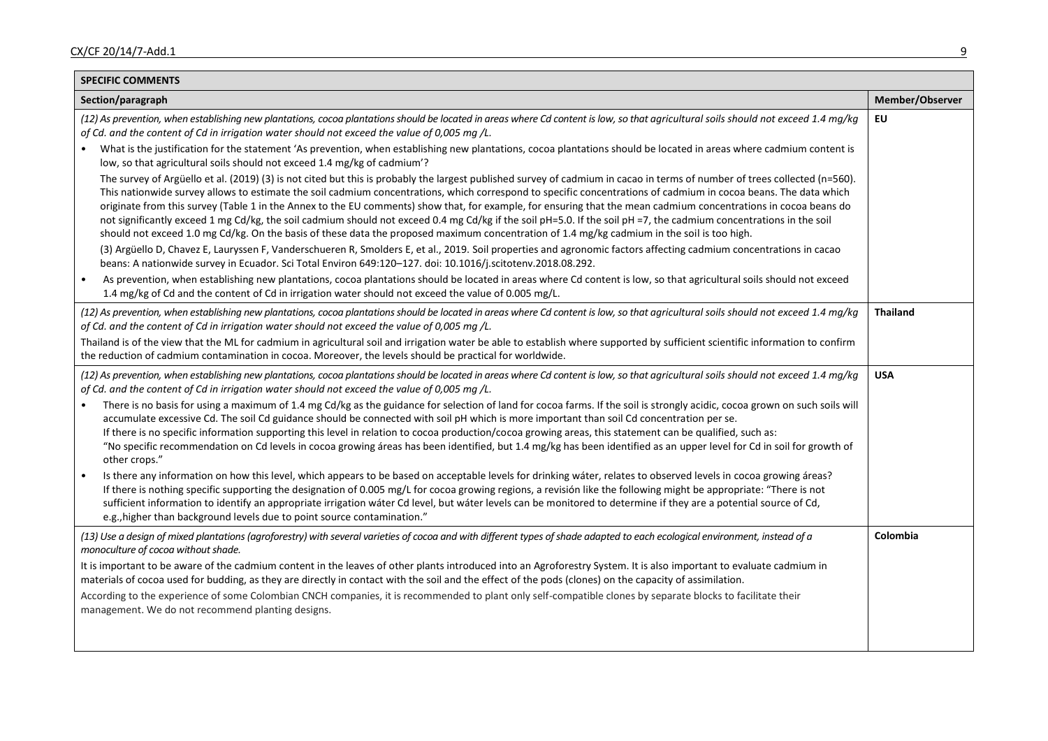| **SPECIFIC COMMENTS** | |
|---|---|
| **Section/paragraph** | **Member/Observer** |
| *(12) As prevention, when establishing new plantations, cocoa plantations should be located in areas where Cd content is low, so that agricultural soils should not exceed 1.4 mg/kg of Cd. and the content of Cd in irrigation water should not exceed the value of 0,005 mg /L.*<br><br>• What is the justification for the statement 'As prevention, when establishing new plantations, cocoa plantations should be located in areas where cadmium content is low, so that agricultural soils should not exceed 1.4 mg/kg of cadmium'?<br>The survey of Argüello et al. (2019) (3) is not cited but this is probably the largest published survey of cadmium in cacao in terms of number of trees collected (n=560). This nationwide survey allows to estimate the soil cadmium concentrations, which correspond to specific concentrations of cadmium in cocoa beans. The data which originate from this survey (Table 1 in the Annex to the EU comments) show that, for example, for ensuring that the mean cadmium concentrations in cocoa beans do not significantly exceed 1 mg Cd/kg, the soil cadmium should not exceed 0.4 mg Cd/kg if the soil pH=5.0. If the soil pH =7, the cadmium concentrations in the soil should not exceed 1.0 mg Cd/kg. On the basis of these data the proposed maximum concentration of 1.4 mg/kg cadmium in the soil is too high.<br>(3) Argüello D, Chavez E, Lauryssen F, Vanderschueren R, Smolders E, et al., 2019. Soil properties and agronomic factors affecting cadmium concentrations in cacao beans: A nationwide survey in Ecuador. Sci Total Environ 649:120–127. doi: 10.1016/j.scitotenv.2018.08.292.<br><br>• As prevention, when establishing new plantations, cocoa plantations should be located in areas where Cd content is low, so that agricultural soils should not exceed 1.4 mg/kg of Cd and the content of Cd in irrigation water should not exceed the value of 0.005 mg/L. | **EU** |
| *(12) As prevention, when establishing new plantations, cocoa plantations should be located in areas where Cd content is low, so that agricultural soils should not exceed 1.4 mg/kg of Cd. and the content of Cd in irrigation water should not exceed the value of 0,005 mg /L.*<br><br>Thailand is of the view that the ML for cadmium in agricultural soil and irrigation water be able to establish where supported by sufficient scientific information to confirm the reduction of cadmium contamination in cocoa. Moreover, the levels should be practical for worldwide. | **Thailand** |
| *(12) As prevention, when establishing new plantations, cocoa plantations should be located in areas where Cd content is low, so that agricultural soils should not exceed 1.4 mg/kg of Cd. and the content of Cd in irrigation water should not exceed the value of 0,005 mg /L.*<br><br>• There is no basis for using a maximum of 1.4 mg Cd/kg as the guidance for selection of land for cocoa farms. If the soil is strongly acidic, cocoa grown on such soils will accumulate excessive Cd. The soil Cd guidance should be connected with soil pH which is more important than soil Cd concentration per se.<br>If there is no specific information supporting this level in relation to cocoa production/cocoa growing areas, this statement can be qualified, such as:<br>"No specific recommendation on Cd levels in cocoa growing áreas has been identified, but 1.4 mg/kg has been identified as an upper level for Cd in soil for growth of other crops."<br><br>• Is there any information on how this level, which appears to be based on acceptable levels for drinking wáter, relates to observed levels in cocoa growing áreas?<br>If there is nothing specific supporting the designation of 0.005 mg/L for cocoa growing regions, a revisión like the following might be appropriate: "There is not sufficient information to identify an appropriate irrigation wáter Cd level, but wáter levels can be monitored to determine if they are a potential source of Cd, e.g.,higher than background levels due to point source contamination." | **USA** |
| *(13) Use a design of mixed plantations (agroforestry) with several varieties of cocoa and with different types of shade adapted to each ecological environment, instead of a monoculture of cocoa without shade.*<br><br>It is important to be aware of the cadmium content in the leaves of other plants introduced into an Agroforestry System. It is also important to evaluate cadmium in materials of cocoa used for budding, as they are directly in contact with the soil and the effect of the pods (clones) on the capacity of assimilation.<br><br>According to the experience of some Colombian CNCH companies, it is recommended to plant only self-compatible clones by separate blocks to facilitate their management. We do not recommend planting designs. | **Colombia** |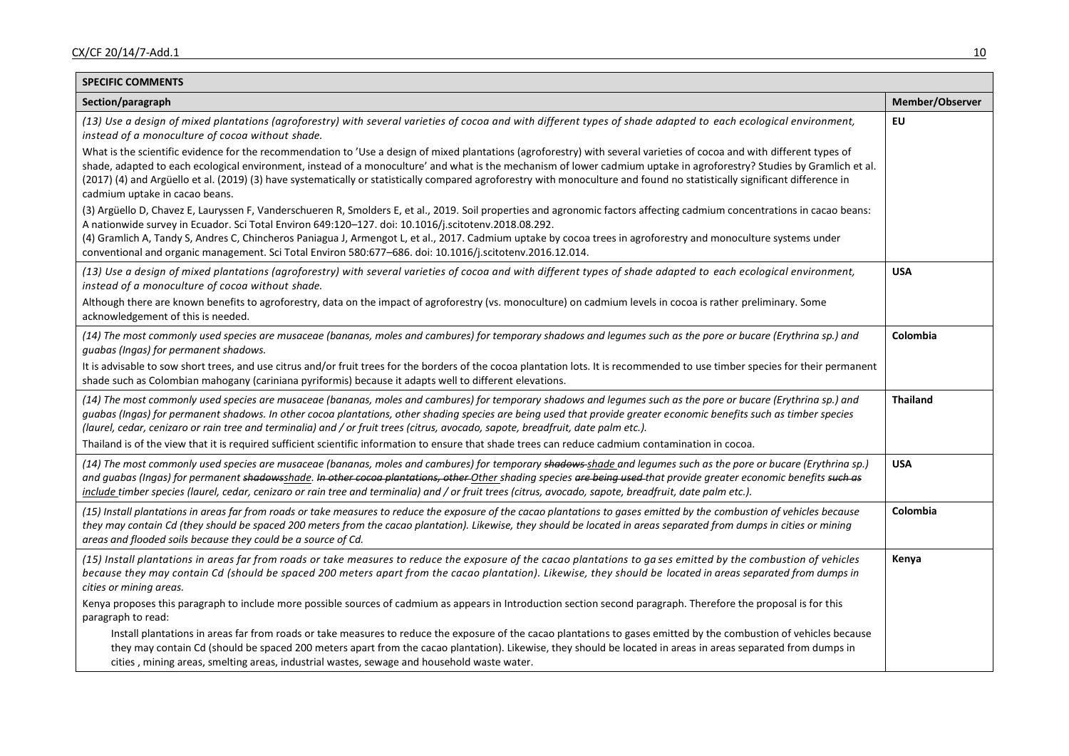| SPECIFIC COMMENTS | |
|---|---|
| **Section/paragraph** | **Member/Observer** |
| *(13) Use a design of mixed plantations (agroforestry) with several varieties of cocoa and with different types of shade adapted to each ecological environment, instead of a monoculture of cocoa without shade.*<br><br>What is the scientific evidence for the recommendation to 'Use a design of mixed plantations (agroforestry) with several varieties of cocoa and with different types of shade, adapted to each ecological environment, instead of a monoculture' and what is the mechanism of lower cadmium uptake in agroforestry? Studies by Gramlich et al. (2017) (4) and Argüello et al. (2019) (3) have systematically or statistically compared agroforestry with monoculture and found no statistically significant difference in cadmium uptake in cacao beans.<br><br>(3) Argüello D, Chavez E, Lauryssen F, Vanderschueren R, Smolders E, et al., 2019. Soil properties and agronomic factors affecting cadmium concentrations in cacao beans: A nationwide survey in Ecuador. Sci Total Environ 649:120–127. doi: 10.1016/j.scitotenv.2018.08.292.<br>(4) Gramlich A, Tandy S, Andres C, Chincheros Paniagua J, Armengot L, et al., 2017. Cadmium uptake by cocoa trees in agroforestry and monoculture systems under conventional and organic management. Sci Total Environ 580:677–686. doi: 10.1016/j.scitotenv.2016.12.014. | **EU** |
| *(13) Use a design of mixed plantations (agroforestry) with several varieties of cocoa and with different types of shade adapted to each ecological environment, instead of a monoculture of cocoa without shade.*<br><br>Although there are known benefits to agroforestry, data on the impact of agroforestry (vs. monoculture) on cadmium levels in cocoa is rather preliminary. Some acknowledgement of this is needed. | **USA** |
| *(14) The most commonly used species are musaceae (bananas, moles and cambures) for temporary shadows and legumes such as the pore or bucare (Erythrina sp.) and guabas (Ingas) for permanent shadows.*<br><br>It is advisable to sow short trees, and use citrus and/or fruit trees for the borders of the cocoa plantation lots. It is recommended to use timber species for their permanent shade such as Colombian mahogany (cariniana pyriformis) because it adapts well to different elevations. | **Colombia** |
| *(14) The most commonly used species are musaceae (bananas, moles and cambures) for temporary shadows and legumes such as the pore or bucare (Erythrina sp.) and guabas (Ingas) for permanent shadows. In other cocoa plantations, other shading species are being used that provide greater economic benefits such as timber species (laurel, cedar, cenizaro or rain tree and terminalia) and / or fruit trees (citrus, avocado, sapote, breadfruit, date palm etc.).*<br><br>Thailand is of the view that it is required sufficient scientific information to ensure that shade trees can reduce cadmium contamination in cocoa. | **Thailand** |
| *(14) The most commonly used species are musaceae (bananas, moles and cambures) for temporary ~~shadows~~ <u>shade</u> and legumes such as the pore or bucare (Erythrina sp.) and guabas (Ingas) for permanent ~~shadows~~<u>shade</u>. ~~In other cocoa plantations, other~~ <u>Other</u> shading species ~~are being used~~ that provide greater economic benefits ~~such as~~ <u>include</u> timber species (laurel, cedar, cenizaro or rain tree and terminalia) and / or fruit trees (citrus, avocado, sapote, breadfruit, date palm etc.).* | **USA** |
| *(15) Install plantations in areas far from roads or take measures to reduce the exposure of the cacao plantations to gases emitted by the combustion of vehicles because they may contain Cd (they should be spaced 200 meters apart from the cacao plantation). Likewise, they should be located in areas separated from dumps in cities or mining areas and flooded soils because they could be a source of Cd.* | **Colombia** |
| *(15) Install plantations in areas far from roads or take measures to reduce the exposure of the cacao plantations to ga ses emitted by the combustion of vehicles because they may contain Cd (should be spaced 200 meters apart from the cacao plantation). Likewise, they should be located in areas separated from dumps in cities or mining areas.*<br><br>Kenya proposes this paragraph to include more possible sources of cadmium as appears in Introduction section second paragraph. Therefore the proposal is for this paragraph to read:<br><br>Install plantations in areas far from roads or take measures to reduce the exposure of the cacao plantations to gases emitted by the combustion of vehicles because they may contain Cd (should be spaced 200 meters apart from the cacao plantation). Likewise, they should be located in areas in areas separated from dumps in cities , mining areas, smelting areas, industrial wastes, sewage and household waste water. | **Kenya** |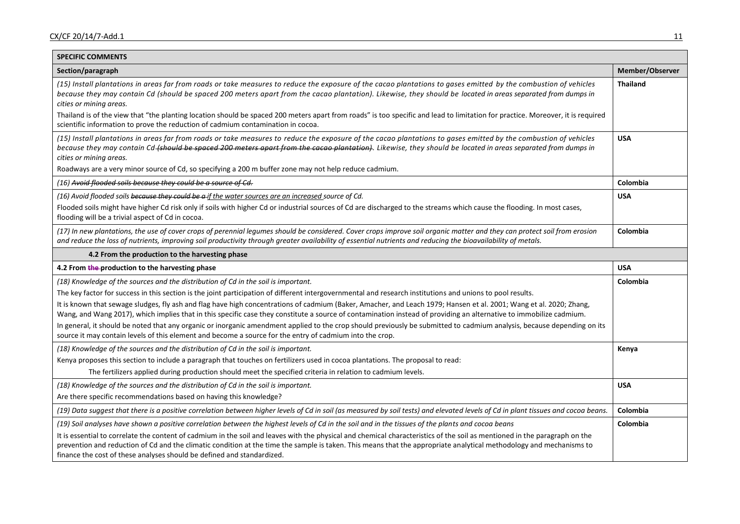| SPECIFIC COMMENTS | |
|---|---|
| **Section/paragraph** | **Member/Observer** |
| *(15) Install plantations in areas far from roads or take measures to reduce the exposure of the cacao plantations to gases emitted by the combustion of vehicles because they may contain Cd (should be spaced 200 meters apart from the cacao plantation). Likewise, they should be located in areas separated from dumps in cities or mining areas.*<br>Thailand is of the view that "the planting location should be spaced 200 meters apart from roads" is too specific and lead to limitation for practice. Moreover, it is required scientific information to prove the reduction of cadmium contamination in cocoa. | **Thailand** |
| *(15) Install plantations in areas far from roads or take measures to reduce the exposure of the cacao plantations to gases emitted by the combustion of vehicles because they may contain Cd ~~(should be spaced 200 meters apart from the cacao plantation)~~. Likewise, they should be located in areas separated from dumps in cities or mining areas.*<br>Roadways are a very minor source of Cd, so specifying a 200 m buffer zone may not help reduce cadmium. | **USA** |
| *(16) ~~Avoid flooded soils because they could be a source of Cd.~~* | **Colombia** |
| *(16) Avoid flooded soils ~~because they could be a~~ if the water sources are an increased source of Cd.*<br>Flooded soils might have higher Cd risk only if soils with higher Cd or industrial sources of Cd are discharged to the streams which cause the flooding. In most cases, flooding will be a trivial aspect of Cd in cocoa. | **USA** |
| *(17) In new plantations, the use of cover crops of perennial legumes should be considered. Cover crops improve soil organic matter and they can protect soil from erosion and reduce the loss of nutrients, improving soil productivity through greater availability of essential nutrients and reducing the bioavailability of metals.* | **Colombia** |
| **4.2 From the production to the harvesting phase** | |
| **4.2 From ~~the~~ production to the harvesting phase** | **USA** |
| *(18) Knowledge of the sources and the distribution of Cd in the soil is important.*<br>The key factor for success in this section is the joint participation of different intergovernmental and research institutions and unions to pool results.<br>It is known that sewage sludges, fly ash and flag have high concentrations of cadmium (Baker, Amacher, and Leach 1979; Hansen et al. 2001; Wang et al. 2020; Zhang, Wang, and Wang 2017), which implies that in this specific case they constitute a source of contamination instead of providing an alternative to immobilize cadmium.<br>In general, it should be noted that any organic or inorganic amendment applied to the crop should previously be submitted to cadmium analysis, because depending on its source it may contain levels of this element and become a source for the entry of cadmium into the crop. | **Colombia** |
| *(18) Knowledge of the sources and the distribution of Cd in the soil is important.*<br>Kenya proposes this section to include a paragraph that touches on fertilizers used in cocoa plantations. The proposal to read:<br>The fertilizers applied during production should meet the specified criteria in relation to cadmium levels. | **Kenya** |
| *(18) Knowledge of the sources and the distribution of Cd in the soil is important.*<br>Are there specific recommendations based on having this knowledge? | **USA** |
| *(19) Data suggest that there is a positive correlation between higher levels of Cd in soil (as measured by soil tests) and elevated levels of Cd in plant tissues and cocoa beans.* | **Colombia** |
| *(19) Soil analyses have shown a positive correlation between the highest levels of Cd in the soil and in the tissues of the plants and cocoa beans*<br>It is essential to correlate the content of cadmium in the soil and leaves with the physical and chemical characteristics of the soil as mentioned in the paragraph on the prevention and reduction of Cd and the climatic condition at the time the sample is taken. This means that the appropriate analytical methodology and mechanisms to finance the cost of these analyses should be defined and standardized. | **Colombia** |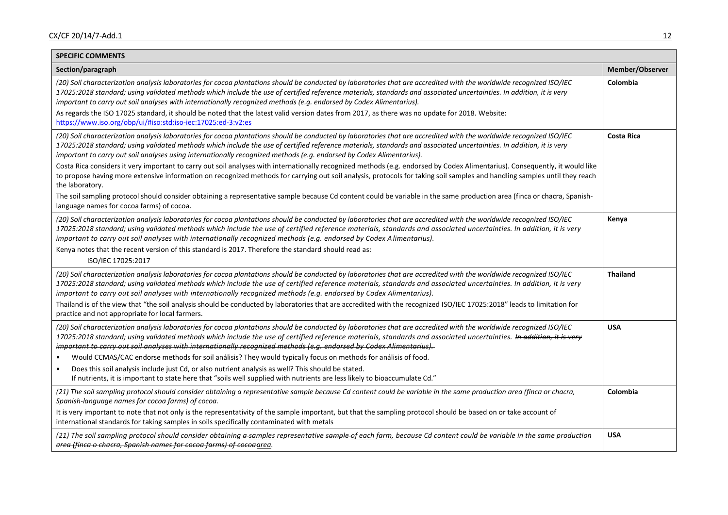| SPECIFIC COMMENTS | |
|---|---|
| **Section/paragraph** | **Member/Observer** |
| *(20) Soil characterization analysis laboratories for cocoa plantations should be conducted by laboratories that are accredited with the worldwide recognized ISO/IEC 17025:2018 standard; using validated methods which include the use of certified reference materials, standards and associated uncertainties. In addition, it is very important to carry out soil analyses with internationally recognized methods (e.g. endorsed by Codex Alimentarius).*<br>As regards the ISO 17025 standard, it should be noted that the latest valid version dates from 2017, as there was no update for 2018. Website: https://www.iso.org/obp/ui/#iso:std:iso-iec:17025:ed-3:v2:es | **Colombia** |
| *(20) Soil characterization analysis laboratories for cocoa plantations should be conducted by laboratories that are accredited with the worldwide recognized ISO/IEC 17025:2018 standard; using validated methods which include the use of certified reference materials, standards and associated uncertainties. In addition, it is very important to carry out soil analyses using internationally recognized methods (e.g. endorsed by Codex Alimentarius).*<br>Costa Rica considers it very important to carry out soil analyses with internationally recognized methods (e.g. endorsed by Codex Alimentarius). Consequently, it would like to propose having more extensive information on recognized methods for carrying out soil analysis, protocols for taking soil samples and handling samples until they reach the laboratory.<br>The soil sampling protocol should consider obtaining a representative sample because Cd content could be variable in the same production area (finca or chacra, Spanish-language names for cocoa farms) of cocoa. | **Costa Rica** |
| *(20) Soil characterization analysis laboratories for cocoa plantations should be conducted by laboratories that are accredited with the worldwide recognized ISO/IEC 17025:2018 standard; using validated methods which include the use of certified reference materials, standards and associated uncertainties. In addition, it is very important to carry out soil analyses with internationally recognized methods (e.g. endorsed by Codex Alimentarius).*<br>Kenya notes that the recent version of this standard is 2017. Therefore the standard should read as:<br>ISO/IEC 17025:2017 | **Kenya** |
| *(20) Soil characterization analysis laboratories for cocoa plantations should be conducted by laboratories that are accredited with the worldwide recognized ISO/IEC 17025:2018 standard; using validated methods which include the use of certified reference materials, standards and associated uncertainties. In addition, it is very important to carry out soil analyses with internationally recognized methods (e.g. endorsed by Codex Alimentarius).*<br>Thailand is of the view that "the soil analysis should be conducted by laboratories that are accredited with the recognized ISO/IEC 17025:2018" leads to limitation for practice and not appropriate for local farmers. | **Thailand** |
| *(20) Soil characterization analysis laboratories for cocoa plantations should be conducted by laboratories that are accredited with the worldwide recognized ISO/IEC 17025:2018 standard; using validated methods which include the use of certified reference materials, standards and associated uncertainties. ~~In addition, it is very important to carry out soil analyses with internationally recognized methods (e.g. endorsed by Codex Alimentarius).~~*<br>• Would CCMAS/CAC endorse methods for soil análisis? They would typically focus on methods for análisis of food.<br>• Does this soil analysis include just Cd, or also nutrient analysis as well? This should be stated.<br>If nutrients, it is important to state here that "soils well supplied with nutrients are less likely to bioaccumulate Cd." | **USA** |
| *(21) The soil sampling protocol should consider obtaining a representative sample because Cd content could be variable in the same production area (finca or chacra, Spanish-language names for cocoa farms) of cocoa.*<br>It is very important to note that not only is the representativity of the sample important, but that the sampling protocol should be based on or take account of international standards for taking samples in soils specifically contaminated with metals | **Colombia** |
| *(21) The soil sampling protocol should consider obtaining ~~a~~ samples representative ~~sample~~ of each farm, because Cd content could be variable in the same production ~~area (finca o chacra, Spanish names for cocoa farms) of cocoa~~area.* | **USA** |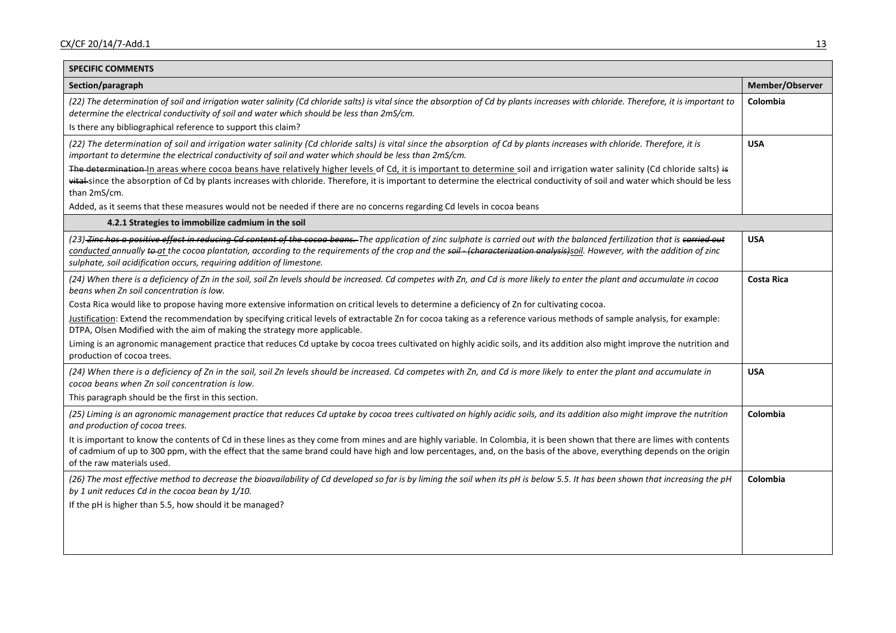| SPECIFIC COMMENTS | |
|---|---|
| **Section/paragraph** | **Member/Observer** |
| *(22) The determination of soil and irrigation water salinity (Cd chloride salts) is vital since the absorption of Cd by plants increases with chloride. Therefore, it is important to determine the electrical conductivity of soil and water which should be less than 2mS/cm.*<br>Is there any bibliographical reference to support this claim? | **Colombia** |
| *(22) The determination of soil and irrigation water salinity (Cd chloride salts) is vital since the absorption of Cd by plants increases with chloride. Therefore, it is important to determine the electrical conductivity of soil and water which should be less than 2mS/cm.*<br>~~The determination~~ <u>In areas where cocoa beans have relatively higher levels</u> of <u>Cd, it is important to determine</u> soil and irrigation water salinity (Cd chloride salts) ~~is vital~~ since the absorption of Cd by plants increases with chloride. Therefore, it is important to determine the electrical conductivity of soil and water which should be less than 2mS/cm.<br>Added, as it seems that these measures would not be needed if there are no concerns regarding Cd levels in cocoa beans | **USA** |
| **4.2.1 Strategies to immobilize cadmium in the soil** | |
| *(23) ~~Zinc has a positive effect in reducing Cd content of the cocoa beans.~~ The application of zinc sulphate is carried out with the balanced fertilization that is ~~carried out~~ <u>conducted</u> annually ~~to~~ <u>at</u> the cocoa plantation, according to the requirements of the crop and the ~~soil - (characterization analysis)~~<u>soil</u>. However, with the addition of zinc sulphate, soil acidification occurs, requiring addition of limestone.* | **USA** |
| *(24) When there is a deficiency of Zn in the soil, soil Zn levels should be increased. Cd competes with Zn, and Cd is more likely to enter the plant and accumulate in cocoa beans when Zn soil concentration is low.*<br>Costa Rica would like to propose having more extensive information on critical levels to determine a deficiency of Zn for cultivating cocoa.<br><u>Justification</u>: Extend the recommendation by specifying critical levels of extractable Zn for cocoa taking as a reference various methods of sample analysis, for example: DTPA, Olsen Modified with the aim of making the strategy more applicable.<br>Liming is an agronomic management practice that reduces Cd uptake by cocoa trees cultivated on highly acidic soils, and its addition also might improve the nutrition and production of cocoa trees. | **Costa Rica** |
| *(24) When there is a deficiency of Zn in the soil, soil Zn levels should be increased. Cd competes with Zn, and Cd is more likely to enter the plant and accumulate in cocoa beans when Zn soil concentration is low.*<br>This paragraph should be the first in this section. | **USA** |
| *(25) Liming is an agronomic management practice that reduces Cd uptake by cocoa trees cultivated on highly acidic soils, and its addition also might improve the nutrition and production of cocoa trees.*<br>It is important to know the contents of Cd in these lines as they come from mines and are highly variable. In Colombia, it is been shown that there are limes with contents of cadmium of up to 300 ppm, with the effect that the same brand could have high and low percentages, and, on the basis of the above, everything depends on the origin of the raw materials used. | **Colombia** |
| *(26) The most effective method to decrease the bioavailability of Cd developed so far is by liming the soil when its pH is below 5.5. It has been shown that increasing the pH by 1 unit reduces Cd in the cocoa bean by 1/10.*<br>If the pH is higher than 5.5, how should it be managed? | **Colombia** |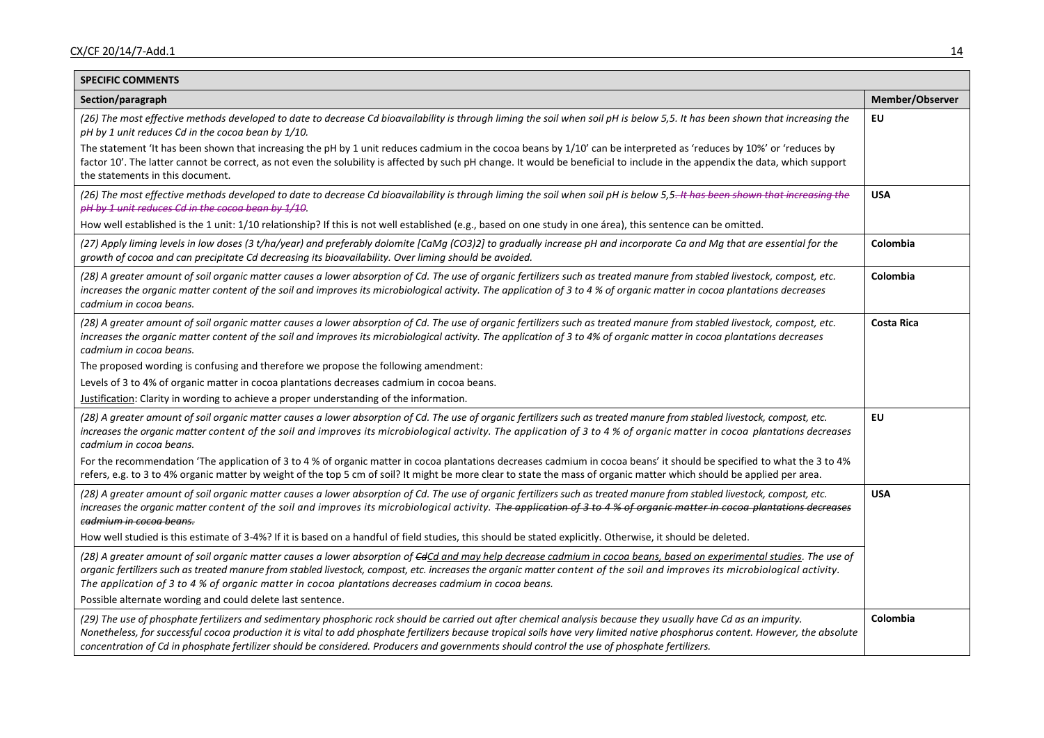| SPECIFIC COMMENTS | |
|---|---|
| **Section/paragraph** | **Member/Observer** |
| *(26) The most effective methods developed to date to decrease Cd bioavailability is through liming the soil when soil pH is below 5,5. It has been shown that increasing the pH by 1 unit reduces Cd in the cocoa bean by 1/10.*<br><br>The statement 'It has been shown that increasing the pH by 1 unit reduces cadmium in the cocoa beans by 1/10' can be interpreted as 'reduces by 10%' or 'reduces by factor 10'. The latter cannot be correct, as not even the solubility is affected by such pH change. It would be beneficial to include in the appendix the data, which support the statements in this document. | **EU** |
| *(26) The most effective methods developed to date to decrease Cd bioavailability is through liming the soil when soil pH is below 5,5. ~~It has been shown that increasing the pH by 1 unit reduces Cd in the cocoa bean by 1/10~~.*<br><br>How well established is the 1 unit: 1/10 relationship? If this is not well established (e.g., based on one study in one área), this sentence can be omitted. | **USA** |
| *(27) Apply liming levels in low doses (3 t/ha/year) and preferably dolomite [CaMg (CO3)2] to gradually increase pH and incorporate Ca and Mg that are essential for the growth of cocoa and can precipitate Cd decreasing its bioavailability. Over liming should be avoided.* | **Colombia** |
| *(28) A greater amount of soil organic matter causes a lower absorption of Cd. The use of organic fertilizers such as treated manure from stabled livestock, compost, etc. increases the organic matter content of the soil and improves its microbiological activity. The application of 3 to 4 % of organic matter in cocoa plantations decreases cadmium in cocoa beans.* | **Colombia** |
| *(28) A greater amount of soil organic matter causes a lower absorption of Cd. The use of organic fertilizers such as treated manure from stabled livestock, compost, etc. increases the organic matter content of the soil and improves its microbiological activity. The application of 3 to 4% of organic matter in cocoa plantations decreases cadmium in cocoa beans.*<br><br>The proposed wording is confusing and therefore we propose the following amendment:<br><br>Levels of 3 to 4% of organic matter in cocoa plantations decreases cadmium in cocoa beans.<br><br><u>Justification</u>: Clarity in wording to achieve a proper understanding of the information. | **Costa Rica** |
| *(28) A greater amount of soil organic matter causes a lower absorption of Cd. The use of organic fertilizers such as treated manure from stabled livestock, compost, etc. increases the organic matter content of the soil and improves its microbiological activity. The application of 3 to 4 % of organic matter in cocoa plantations decreases cadmium in cocoa beans.*<br><br>For the recommendation 'The application of 3 to 4 % of organic matter in cocoa plantations decreases cadmium in cocoa beans' it should be specified to what the 3 to 4% refers, e.g. to 3 to 4% organic matter by weight of the top 5 cm of soil? It might be more clear to state the mass of organic matter which should be applied per area. | **EU** |
| *(28) A greater amount of soil organic matter causes a lower absorption of Cd. The use of organic fertilizers such as treated manure from stabled livestock, compost, etc. increases the organic matter content of the soil and improves its microbiological activity. ~~The application of 3 to 4 % of organic matter in cocoa plantations decreases cadmium in cocoa beans.~~*<br><br>How well studied is this estimate of 3-4%? If it is based on a handful of field studies, this should be stated explicitly. Otherwise, it should be deleted. | **USA** |
| *(28) A greater amount of soil organic matter causes a lower absorption of ~~Cd~~<u>Cd and may help decrease cadmium in cocoa beans, based on experimental studies</u>. The use of organic fertilizers such as treated manure from stabled livestock, compost, etc. increases the organic matter content of the soil and improves its microbiological activity. The application of 3 to 4 % of organic matter in cocoa plantations decreases cadmium in cocoa beans.*<br><br>Possible alternate wording and could delete last sentence. | |
| *(29) The use of phosphate fertilizers and sedimentary phosphoric rock should be carried out after chemical analysis because they usually have Cd as an impurity. Nonetheless, for successful cocoa production it is vital to add phosphate fertilizers because tropical soils have very limited native phosphorus content. However, the absolute concentration of Cd in phosphate fertilizer should be considered. Producers and governments should control the use of phosphate fertilizers.* | **Colombia** |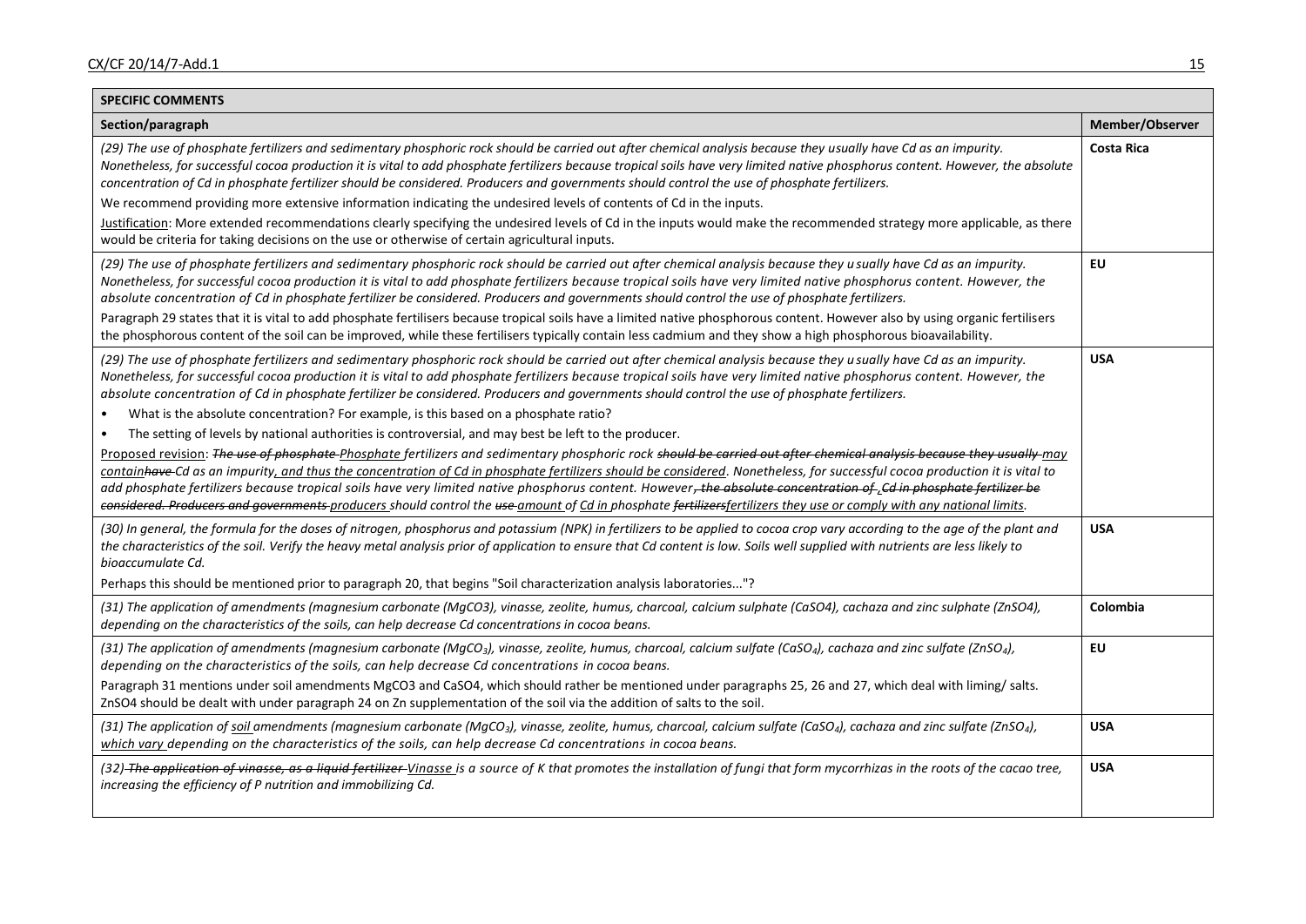| SPECIFIC COMMENTS | |
|---|---|
| **Section/paragraph** | **Member/Observer** |
| *(29) The use of phosphate fertilizers and sedimentary phosphoric rock should be carried out after chemical analysis because they usually have Cd as an impurity. Nonetheless, for successful cocoa production it is vital to add phosphate fertilizers because tropical soils have very limited native phosphorus content. However, the absolute concentration of Cd in phosphate fertilizer should be considered. Producers and governments should control the use of phosphate fertilizers.*<br>We recommend providing more extensive information indicating the undesired levels of contents of Cd in the inputs.<br><u>Justification</u>: More extended recommendations clearly specifying the undesired levels of Cd in the inputs would make the recommended strategy more applicable, as there would be criteria for taking decisions on the use or otherwise of certain agricultural inputs. | **Costa Rica** |
| *(29) The use of phosphate fertilizers and sedimentary phosphoric rock should be carried out after chemical analysis because they u sually have Cd as an impurity. Nonetheless, for successful cocoa production it is vital to add phosphate fertilizers because tropical soils have very limited native phosphorus content. However, the absolute concentration of Cd in phosphate fertilizer be considered. Producers and governments should control the use of phosphate fertilizers.*<br>Paragraph 29 states that it is vital to add phosphate fertilisers because tropical soils have a limited native phosphorous content. However also by using organic fertilisers the phosphorous content of the soil can be improved, while these fertilisers typically contain less cadmium and they show a high phosphorous bioavailability. | **EU** |
| *(29) The use of phosphate fertilizers and sedimentary phosphoric rock should be carried out after chemical analysis because they u sually have Cd as an impurity. Nonetheless, for successful cocoa production it is vital to add phosphate fertilizers because tropical soils have very limited native phosphorus content. However, the absolute concentration of Cd in phosphate fertilizer be considered. Producers and governments should control the use of phosphate fertilizers.*<br>• What is the absolute concentration? For example, is this based on a phosphate ratio?<br>• The setting of levels by national authorities is controversial, and may best be left to the producer.<br><u>Proposed revision</u>: *~~The use of phosphate~~ <u>Phosphate</u> fertilizers and sedimentary phosphoric rock ~~should be carried out after chemical analysis because they usually~~ <u>may contain</u>~~have~~ Cd as an impurity<u>, and thus the concentration of Cd in phosphate fertilizers should be considered</u>. Nonetheless, for successful cocoa production it is vital to add phosphate fertilizers because tropical soils have very limited native phosphorus content. However~~, the absolute concentration of~~ <u>,</u>~~Cd in phosphate fertilizer be considered. Producers and governments~~ <u>producers</u> should control the ~~use~~ <u>amount of Cd in</u> phosphate ~~fertilizers~~<u>fertilizers they use or comply with any national limits</u>.* | **USA** |
| *(30) In general, the formula for the doses of nitrogen, phosphorus and potassium (NPK) in fertilizers to be applied to cocoa crop vary according to the age of the plant and the characteristics of the soil. Verify the heavy metal analysis prior of application to ensure that Cd content is low. Soils well supplied with nutrients are less likely to bioaccumulate Cd.*<br>Perhaps this should be mentioned prior to paragraph 20, that begins "Soil characterization analysis laboratories..."? | **USA** |
| *(31) The application of amendments (magnesium carbonate (MgCO3), vinasse, zeolite, humus, charcoal, calcium sulphate (CaSO4), cachaza and zinc sulphate (ZnSO4), depending on the characteristics of the soils, can help decrease Cd concentrations in cocoa beans.* | **Colombia** |
| *(31) The application of amendments (magnesium carbonate ($MgCO_3$), vinasse, zeolite, humus, charcoal, calcium sulfate ($CaSO_4$), cachaza and zinc sulfate ($ZnSO_4$), depending on the characteristics of the soils, can help decrease Cd concentrations in cocoa beans.*<br>Paragraph 31 mentions under soil amendments MgCO3 and CaSO4, which should rather be mentioned under paragraphs 25, 26 and 27, which deal with liming/ salts. ZnSO4 should be dealt with under paragraph 24 on Zn supplementation of the soil via the addition of salts to the soil. | **EU** |
| *(31) The application of <u>soil</u> amendments (magnesium carbonate ($MgCO_3$), vinasse, zeolite, humus, charcoal, calcium sulfate ($CaSO_4$), cachaza and zinc sulfate ($ZnSO_4$), <u>which vary</u> depending on the characteristics of the soils, can help decrease Cd concentrations in cocoa beans.* | **USA** |
| *(32) ~~The application of vinasse, as a liquid fertilizer~~ <u>Vinasse</u> is a source of K that promotes the installation of fungi that form mycorrhizas in the roots of the cacao tree, increasing the efficiency of P nutrition and immobilizing Cd.* | **USA** |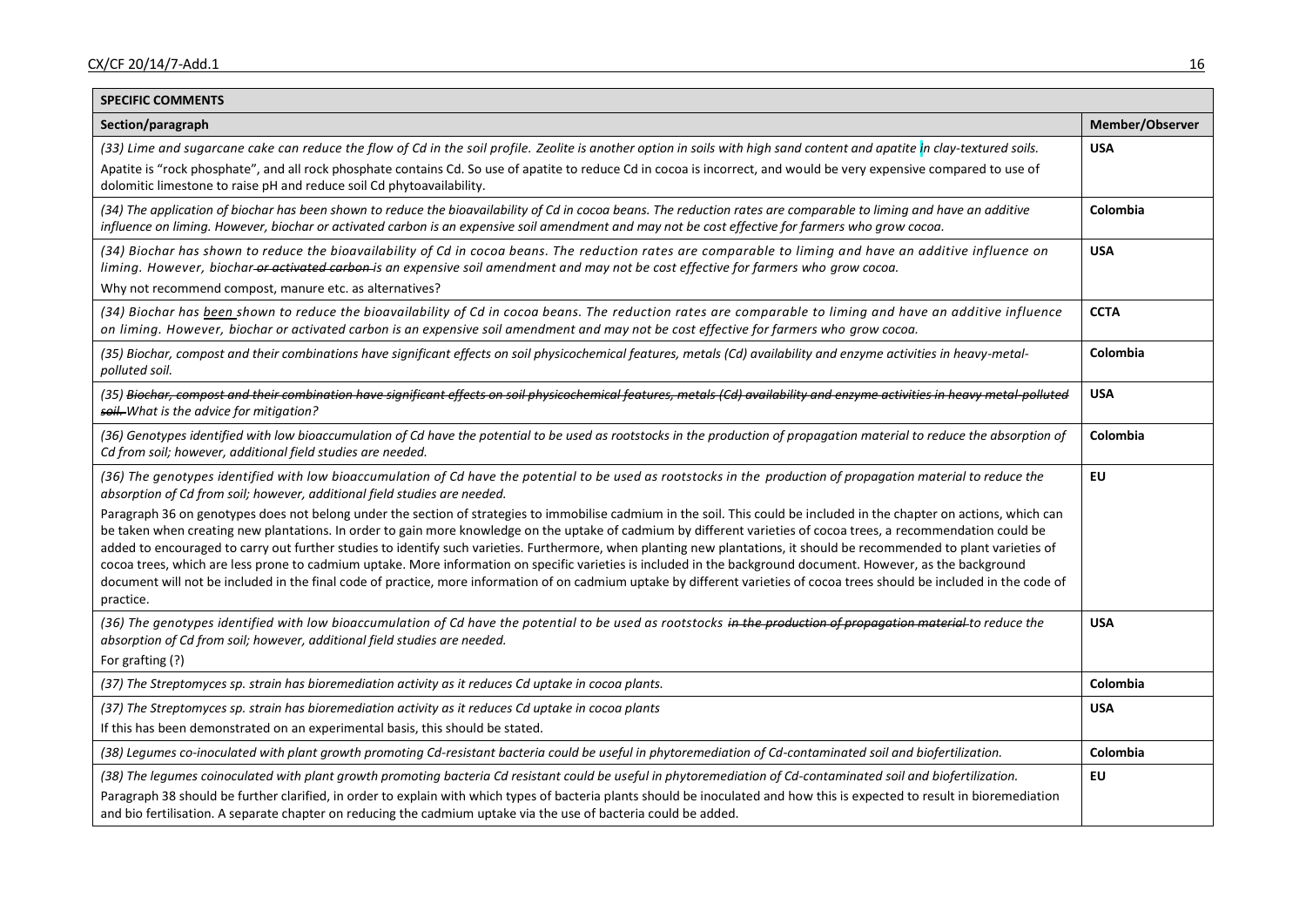| SPECIFIC COMMENTS | |
|---|---|
| **Section/paragraph** | **Member/Observer** |
| *(33) Lime and sugarcane cake can reduce the flow of Cd in the soil profile. Zeolite is another option in soils with high sand content and apatite in clay-textured soils.*<br>Apatite is "rock phosphate", and all rock phosphate contains Cd. So use of apatite to reduce Cd in cocoa is incorrect, and would be very expensive compared to use of dolomitic limestone to raise pH and reduce soil Cd phytoavailability. | **USA** |
| *(34) The application of biochar has been shown to reduce the bioavailability of Cd in cocoa beans. The reduction rates are comparable to liming and have an additive influence on liming. However, biochar or activated carbon is an expensive soil amendment and may not be cost effective for farmers who grow cocoa.* | **Colombia** |
| *(34) Biochar has shown to reduce the bioavailability of Cd in cocoa beans. The reduction rates are comparable to liming and have an additive influence on liming. However, biochar ~~or activated carbon~~ is an expensive soil amendment and may not be cost effective for farmers who grow cocoa.*<br>Why not recommend compost, manure etc. as alternatives? | **USA** |
| *(34) Biochar has <u>been</u> shown to reduce the bioavailability of Cd in cocoa beans. The reduction rates are comparable to liming and have an additive influence on liming. However, biochar or activated carbon is an expensive soil amendment and may not be cost effective for farmers who grow cocoa.* | **CCTA** |
| *(35) Biochar, compost and their combinations have significant effects on soil physicochemical features, metals (Cd) availability and enzyme activities in heavy-metal-polluted soil.* | **Colombia** |
| *(35) ~~Biochar, compost and their combination have significant effects on soil physicochemical features, metals (Cd) availability and enzyme activities in heavy metal-polluted soil.~~ What is the advice for mitigation?* | **USA** |
| *(36) Genotypes identified with low bioaccumulation of Cd have the potential to be used as rootstocks in the production of propagation material to reduce the absorption of Cd from soil; however, additional field studies are needed.* | **Colombia** |
| *(36) The genotypes identified with low bioaccumulation of Cd have the potential to be used as rootstocks in the production of propagation material to reduce the absorption of Cd from soil; however, additional field studies are needed.*<br>Paragraph 36 on genotypes does not belong under the section of strategies to immobilise cadmium in the soil. This could be included in the chapter on actions, which can be taken when creating new plantations. In order to gain more knowledge on the uptake of cadmium by different varieties of cocoa trees, a recommendation could be added to encouraged to carry out further studies to identify such varieties. Furthermore, when planting new plantations, it should be recommended to plant varieties of cocoa trees, which are less prone to cadmium uptake. More information on specific varieties is included in the background document. However, as the background document will not be included in the final code of practice, more information of on cadmium uptake by different varieties of cocoa trees should be included in the code of practice. | **EU** |
| *(36) The genotypes identified with low bioaccumulation of Cd have the potential to be used as rootstocks ~~in the production of propagation material~~ to reduce the absorption of Cd from soil; however, additional field studies are needed.*<br>For grafting (?) | **USA** |
| *(37) The Streptomyces sp. strain has bioremediation activity as it reduces Cd uptake in cocoa plants.* | **Colombia** |
| *(37) The Streptomyces sp. strain has bioremediation activity as it reduces Cd uptake in cocoa plants*<br>If this has been demonstrated on an experimental basis, this should be stated. | **USA** |
| *(38) Legumes co-inoculated with plant growth promoting Cd-resistant bacteria could be useful in phytoremediation of Cd-contaminated soil and biofertilization.* | **Colombia** |
| *(38) The legumes coinoculated with plant growth promoting bacteria Cd resistant could be useful in phytoremediation of Cd-contaminated soil and biofertilization.*<br>Paragraph 38 should be further clarified, in order to explain with which types of bacteria plants should be inoculated and how this is expected to result in bioremediation and bio fertilisation. A separate chapter on reducing the cadmium uptake via the use of bacteria could be added. | **EU** |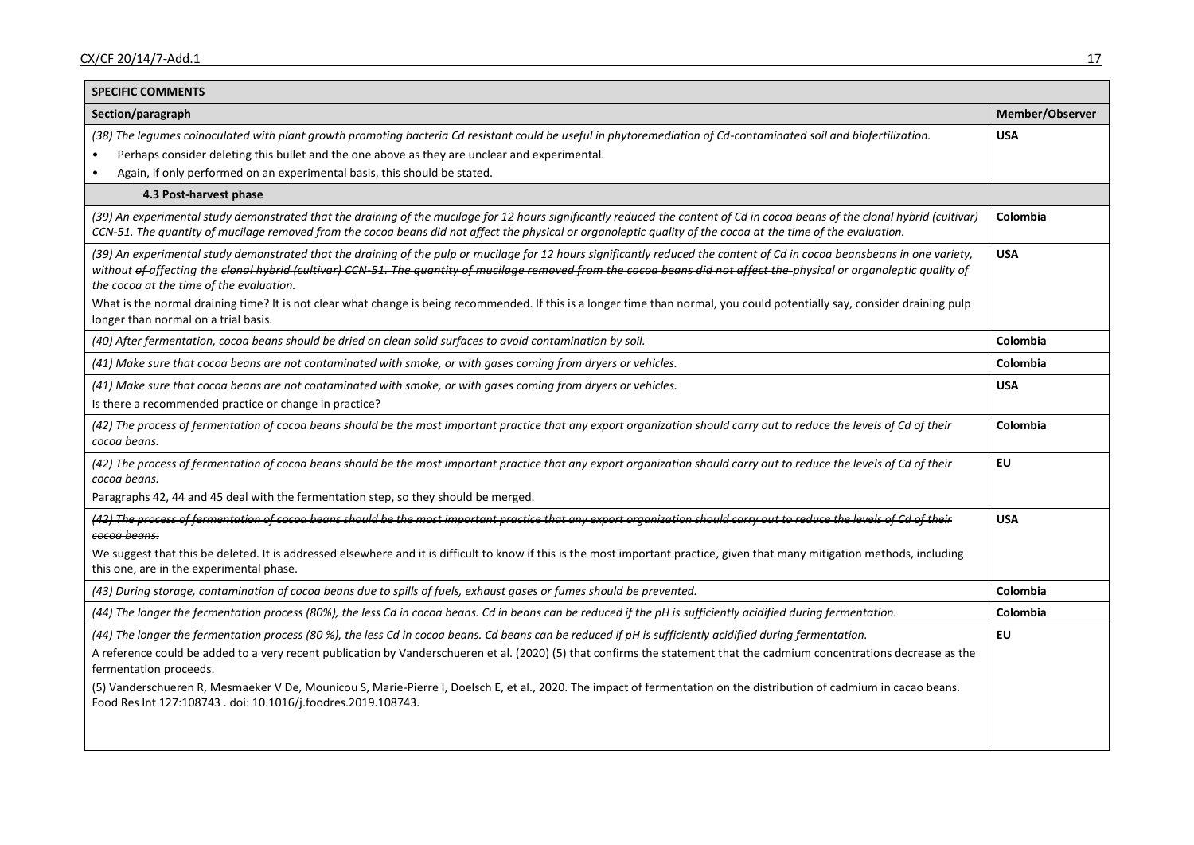| SPECIFIC COMMENTS | |
|---|---|
| **Section/paragraph** | **Member/Observer** |
| *(38) The legumes coinoculated with plant growth promoting bacteria Cd resistant could be useful in phytoremediation of Cd-contaminated soil and biofertilization.*<br>• Perhaps consider deleting this bullet and the one above as they are unclear and experimental.<br>• Again, if only performed on an experimental basis, this should be stated. | **USA** |
| **4.3 Post-harvest phase** | |
| *(39) An experimental study demonstrated that the draining of the mucilage for 12 hours significantly reduced the content of Cd in cocoa beans of the clonal hybrid (cultivar) CCN-51. The quantity of mucilage removed from the cocoa beans did not affect the physical or organoleptic quality of the cocoa at the time of the evaluation.* | **Colombia** |
| *(39) An experimental study demonstrated that the draining of the <u>pulp or</u> mucilage for 12 hours significantly reduced the content of Cd in cocoa ~~beans~~<u>beans in one variety, without</u> ~~of~~ <u>affecting</u> the ~~clonal hybrid (cultivar) CCN-51. The quantity of mucilage removed from the cocoa beans did not affect the~~ physical or organoleptic quality of the cocoa at the time of the evaluation.*<br>What is the normal draining time? It is not clear what change is being recommended. If this is a longer time than normal, you could potentially say, consider draining pulp longer than normal on a trial basis. | **USA** |
| *(40) After fermentation, cocoa beans should be dried on clean solid surfaces to avoid contamination by soil.* | **Colombia** |
| *(41) Make sure that cocoa beans are not contaminated with smoke, or with gases coming from dryers or vehicles.* | **Colombia** |
| *(41) Make sure that cocoa beans are not contaminated with smoke, or with gases coming from dryers or vehicles.*<br>Is there a recommended practice or change in practice? | **USA** |
| *(42) The process of fermentation of cocoa beans should be the most important practice that any export organization should carry out to reduce the levels of Cd of their cocoa beans.* | **Colombia** |
| *(42) The process of fermentation of cocoa beans should be the most important practice that any export organization should carry out to reduce the levels of Cd of their cocoa beans.*<br>Paragraphs 42, 44 and 45 deal with the fermentation step, so they should be merged. | **EU** |
| ~~*(42) The process of fermentation of cocoa beans should be the most important practice that any export organization should carry out to reduce the levels of Cd of their cocoa beans.*~~<br>We suggest that this be deleted. It is addressed elsewhere and it is difficult to know if this is the most important practice, given that many mitigation methods, including this one, are in the experimental phase. | **USA** |
| *(43) During storage, contamination of cocoa beans due to spills of fuels, exhaust gases or fumes should be prevented.* | **Colombia** |
| *(44) The longer the fermentation process (80%), the less Cd in cocoa beans. Cd in beans can be reduced if the pH is sufficiently acidified during fermentation.* | **Colombia** |
| *(44) The longer the fermentation process (80 %), the less Cd in cocoa beans. Cd beans can be reduced if pH is sufficiently acidified during fermentation.*<br>A reference could be added to a very recent publication by Vanderschueren et al. (2020) (5) that confirms the statement that the cadmium concentrations decrease as the fermentation proceeds.<br>(5) Vanderschueren R, Mesmaeker V De, Mounicou S, Marie-Pierre I, Doelsch E, et al., 2020. The impact of fermentation on the distribution of cadmium in cacao beans. Food Res Int 127:108743 . doi: 10.1016/j.foodres.2019.108743. | **EU** |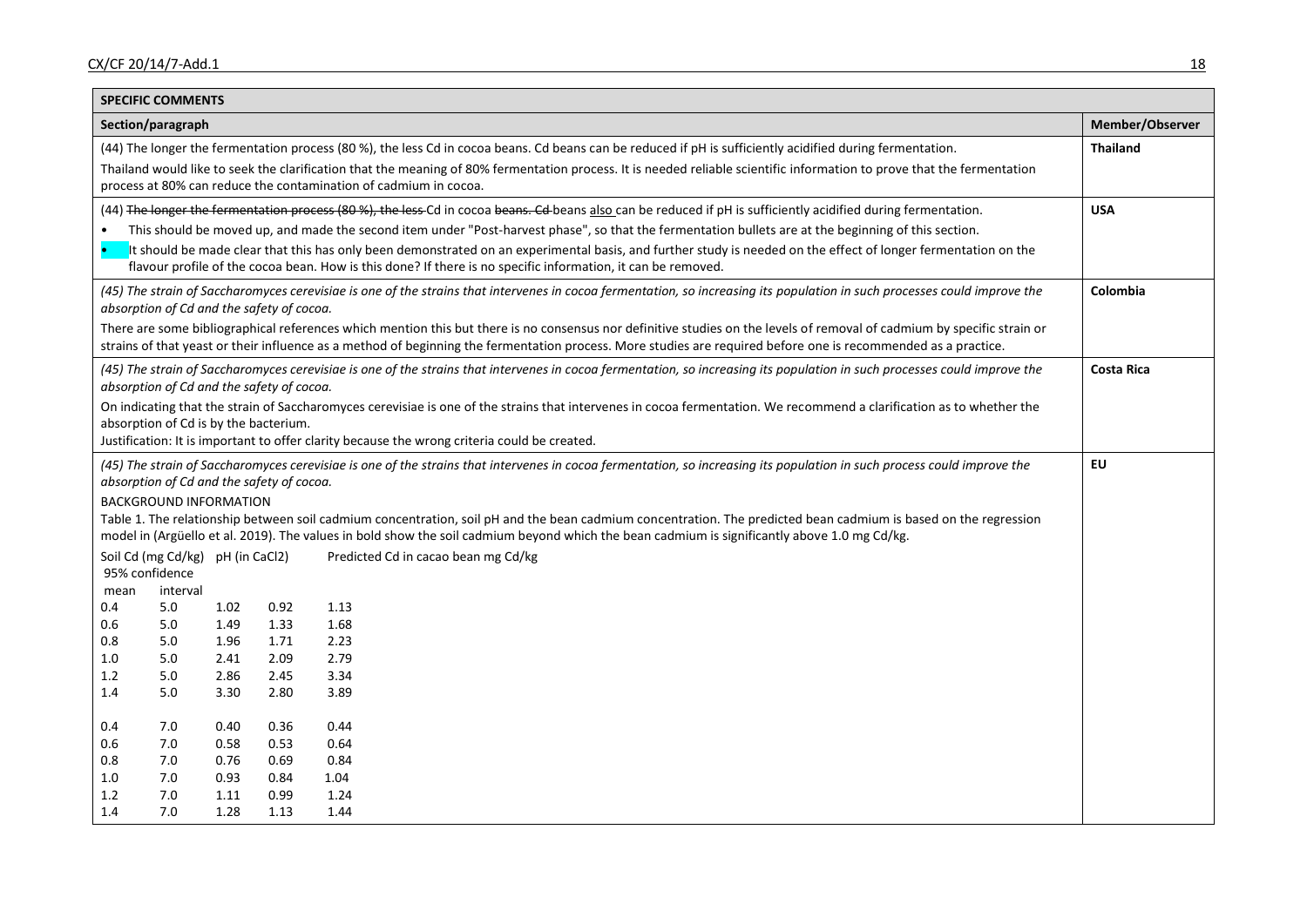| SPECIFIC COMMENTS | |
|---|---|
| **Section/paragraph** | **Member/Observer** |
| (44) The longer the fermentation process (80 %), the less Cd in cocoa beans. Cd beans can be reduced if pH is sufficiently acidified during fermentation.<br><br>Thailand would like to seek the clarification that the meaning of 80% fermentation process. It is needed reliable scientific information to prove that the fermentation process at 80% can reduce the contamination of cadmium in cocoa. | **Thailand** |
| (44) ~~The longer the fermentation process (80 %), the less~~ Cd in cocoa ~~beans. Cd~~ beans <u>also</u> can be reduced if pH is sufficiently acidified during fermentation.<br><br>• This should be moved up, and made the second item under "Post-harvest phase", so that the fermentation bullets are at the beginning of this section.<br><br>• It should be made clear that this has only been demonstrated on an experimental basis, and further study is needed on the effect of longer fermentation on the flavour profile of the cocoa bean. How is this done? If there is no specific information, it can be removed. | **USA** |
| *(45) The strain of Saccharomyces cerevisiae is one of the strains that intervenes in cocoa fermentation, so increasing its population in such processes could improve the absorption of Cd and the safety of cocoa.*<br><br>There are some bibliographical references which mention this but there is no consensus nor definitive studies on the levels of removal of cadmium by specific strain or strains of that yeast or their influence as a method of beginning the fermentation process. More studies are required before one is recommended as a practice. | **Colombia** |
| *(45) The strain of Saccharomyces cerevisiae is one of the strains that intervenes in cocoa fermentation, so increasing its population in such processes could improve the absorption of Cd and the safety of cocoa.*<br><br>On indicating that the strain of Saccharomyces cerevisiae is one of the strains that intervenes in cocoa fermentation. We recommend a clarification as to whether the absorption of Cd is by the bacterium.<br>Justification: It is important to offer clarity because the wrong criteria could be created. | **Costa Rica** |
| *(45) The strain of Saccharomyces cerevisiae is one of the strains that intervenes in cocoa fermentation, so increasing its population in such process could improve the absorption of Cd and the safety of cocoa.*<br><br>BACKGROUND INFORMATION<br>Table 1. The relationship between soil cadmium concentration, soil pH and the bean cadmium concentration. The predicted bean cadmium is based on the regression model in (Argüello et al. 2019). The values in bold show the soil cadmium beyond which the bean cadmium is significantly above 1.0 mg Cd/kg. | **EU** |

| Soil Cd (mg Cd/kg) | pH (in $CaCl_2$) | Predicted Cd in cacao bean mg Cd/kg | | |
|---|---|---|---|---|
| | | mean | 95% confidence interval | |
| 0.4 | 5.0 | 1.02 | 0.92 | 1.13 |
| 0.6 | 5.0 | 1.49 | 1.33 | 1.68 |
| 0.8 | 5.0 | 1.96 | 1.71 | 2.23 |
| 1.0 | 5.0 | 2.41 | 2.09 | 2.79 |
| 1.2 | 5.0 | 2.86 | 2.45 | 3.34 |
| 1.4 | 5.0 | 3.30 | 2.80 | 3.89 |
| | | | | |
| 0.4 | 7.0 | 0.40 | 0.36 | 0.44 |
| 0.6 | 7.0 | 0.58 | 0.53 | 0.64 |
| 0.8 | 7.0 | 0.76 | 0.69 | 0.84 |
| 1.0 | 7.0 | 0.93 | 0.84 | 1.04 |
| 1.2 | 7.0 | 1.11 | 0.99 | 1.24 |
| 1.4 | 7.0 | 1.28 | 1.13 | 1.44 |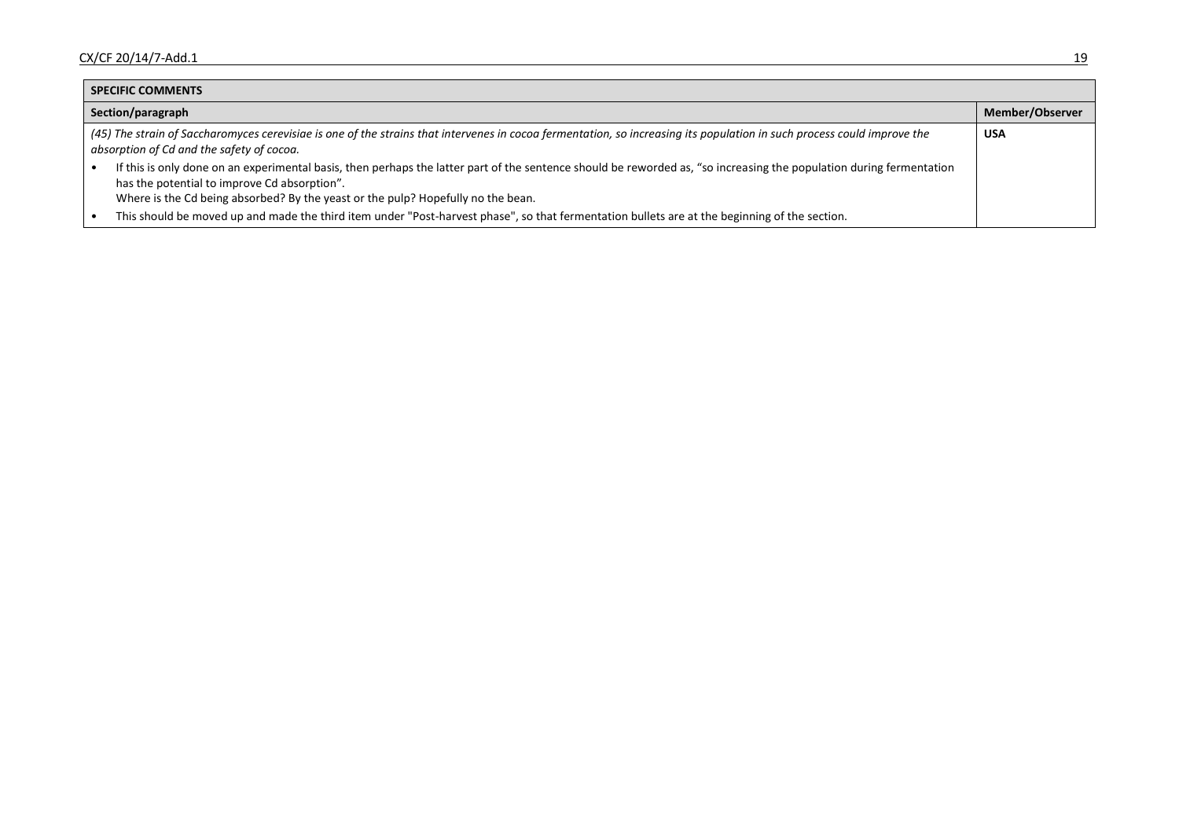| SPECIFIC COMMENTS | |
|---|---|
| **Section/paragraph** | **Member/Observer** |
| *(45) The strain of Saccharomyces cerevisiae is one of the strains that intervenes in cocoa fermentation, so increasing its population in such process could improve the absorption of Cd and the safety of cocoa.*<br>• If this is only done on an experimental basis, then perhaps the latter part of the sentence should be reworded as, "so increasing the population during fermentation has the potential to improve Cd absorption". Where is the Cd being absorbed? By the yeast or the pulp? Hopefully no the bean.<br>• This should be moved up and made the third item under "Post-harvest phase", so that fermentation bullets are at the beginning of the section. | **USA** |